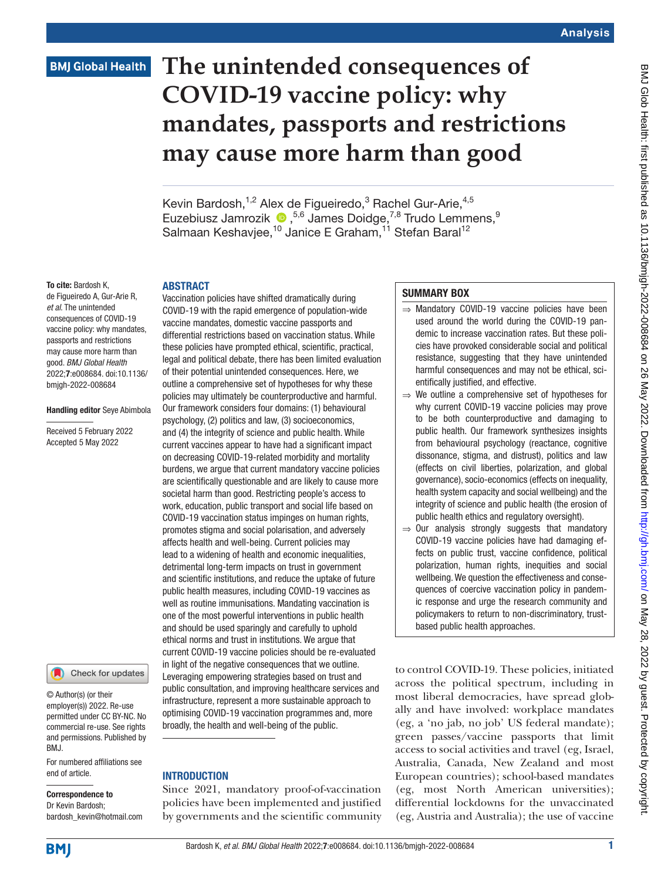# The unintended consequences of COVID-19 vaccine policy: why mandates, passports and restrictions may cause more harm than good

Kevin Bardosh,[1,2] Alex de Figueiredo,[3] Rachel Gur-Arie,[4,5] Euzebiusz Jamrozik,[5,6] James Doidge,[7,8] Trudo Lemmens,[9] Salmaan Keshavjee,[10] Janice E Graham,[11] Stefan Baral[12]

**To cite:** Bardosh K, de Figueiredo A, Gur-Arie R, *et al*. The unintended consequences of COVID-19 vaccine policy: why mandates, passports and restrictions may cause more harm than good. *BMJ Global Health* 2022;**7**:e008684. doi:10.1136/bmjgh-2022-008684

**Handling editor** Seye Abimbola

Received 5 February 2022
Accepted 5 May 2022

© Author(s) (or their employer(s)) 2022. Re-use permitted under CC BY-NC. No commercial re-use. See rights and permissions. Published by BMJ.

For numbered affiliations see end of article.

**Correspondence to**
Dr Kevin Bardosh;
bardosh_kevin@hotmail.com

## ABSTRACT

Vaccination policies have shifted dramatically during COVID-19 with the rapid emergence of population-wide vaccine mandates, domestic vaccine passports and differential restrictions based on vaccination status. While these policies have prompted ethical, scientific, practical, legal and political debate, there has been limited evaluation of their potential unintended consequences. Here, we outline a comprehensive set of hypotheses for why these policies may ultimately be counterproductive and harmful. Our framework considers four domains: (1) behavioural psychology, (2) politics and law, (3) socioeconomics, and (4) the integrity of science and public health. While current vaccines appear to have had a significant impact on decreasing COVID-19-related morbidity and mortality burdens, we argue that current mandatory vaccine policies are scientifically questionable and are likely to cause more societal harm than good. Restricting people's access to work, education, public transport and social life based on COVID-19 vaccination status impinges on human rights, promotes stigma and social polarisation, and adversely affects health and well-being. Current policies may lead to a widening of health and economic inequalities, detrimental long-term impacts on trust in government and scientific institutions, and reduce the uptake of future public health measures, including COVID-19 vaccines as well as routine immunisations. Mandating vaccination is one of the most powerful interventions in public health and should be used sparingly and carefully to uphold ethical norms and trust in institutions. We argue that current COVID-19 vaccine policies should be re-evaluated in light of the negative consequences that we outline. Leveraging empowering strategies based on trust and public consultation, and improving healthcare services and infrastructure, represent a more sustainable approach to optimising COVID-19 vaccination programmes and, more broadly, the health and well-being of the public.

## SUMMARY BOX

- ⇒ Mandatory COVID-19 vaccine policies have been used around the world during the COVID-19 pandemic to increase vaccination rates. But these policies have provoked considerable social and political resistance, suggesting that they have unintended harmful consequences and may not be ethical, scientifically justified, and effective.
- ⇒ We outline a comprehensive set of hypotheses for why current COVID-19 vaccine policies may prove to be both counterproductive and damaging to public health. Our framework synthesizes insights from behavioural psychology (reactance, cognitive dissonance, stigma, and distrust), politics and law (effects on civil liberties, polarization, and global governance), socio-economics (effects on inequality, health system capacity and social wellbeing) and the integrity of science and public health (the erosion of public health ethics and regulatory oversight).
- ⇒ Our analysis strongly suggests that mandatory COVID-19 vaccine policies have had damaging effects on public trust, vaccine confidence, political polarization, human rights, inequities and social wellbeing. We question the effectiveness and consequences of coercive vaccination policy in pandemic response and urge the research community and policymakers to return to non-discriminatory, trust-based public health approaches.

## INTRODUCTION

Since 2021, mandatory proof-of-vaccination policies have been implemented and justified by governments and the scientific community to control COVID-19. These policies, initiated across the political spectrum, including in most liberal democracies, have spread globally and have involved: workplace mandates (eg, a 'no jab, no job' US federal mandate); green passes/vaccine passports that limit access to social activities and travel (eg, Israel, Australia, Canada, New Zealand and most European countries); school-based mandates (eg, most North American universities); differential lockdowns for the unvaccinated (eg, Austria and Australia); the use of vaccine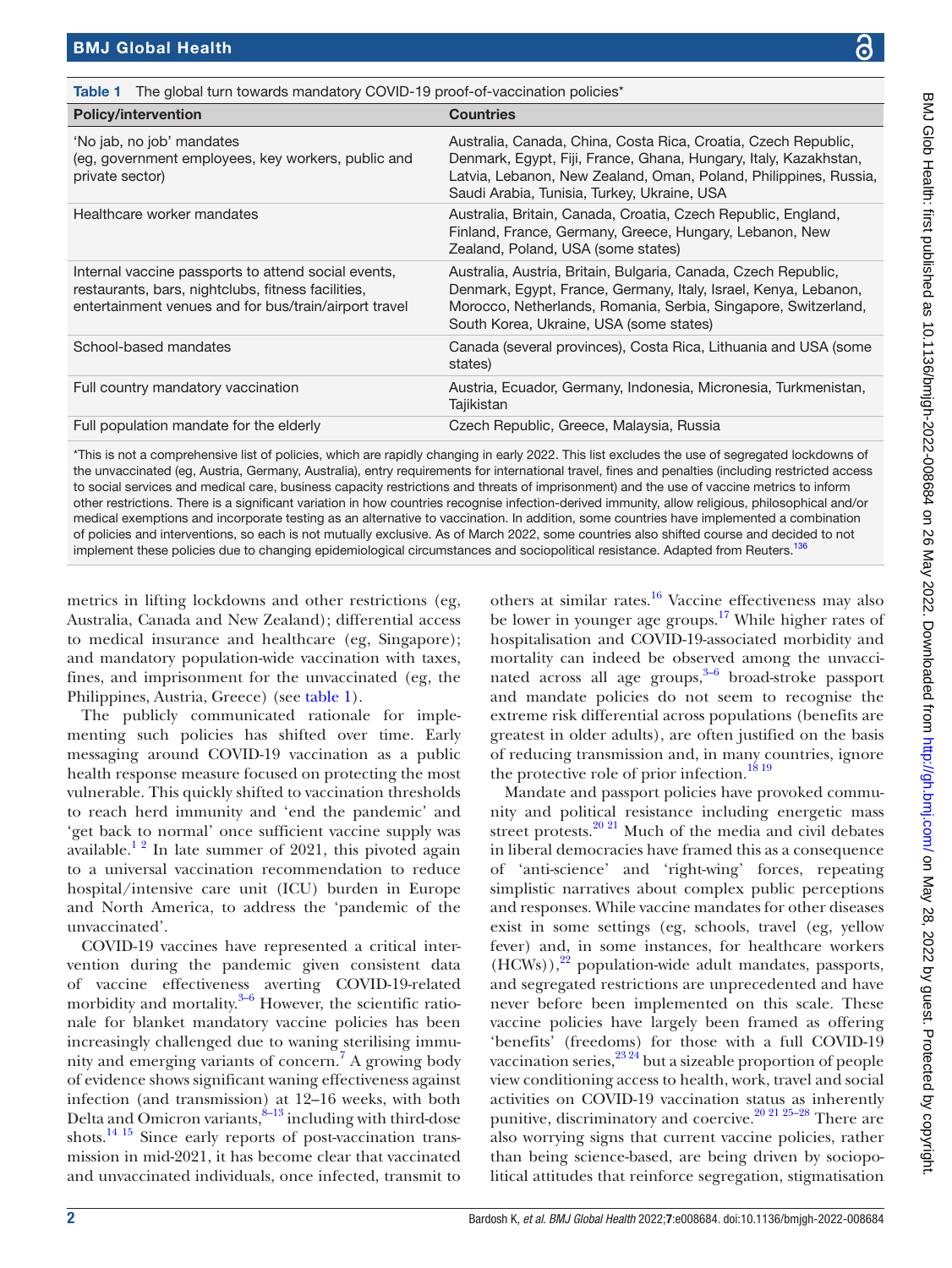**Table 1** The global turn towards mandatory COVID-19 proof-of-vaccination policies*

| Policy/intervention | Countries |
|---|---|
| 'No jab, no job' mandates (eg, government employees, key workers, public and private sector) | Australia, Canada, China, Costa Rica, Croatia, Czech Republic, Denmark, Egypt, Fiji, France, Ghana, Hungary, Italy, Kazakhstan, Latvia, Lebanon, New Zealand, Oman, Poland, Philippines, Russia, Saudi Arabia, Tunisia, Turkey, Ukraine, USA |
| Healthcare worker mandates | Australia, Britain, Canada, Croatia, Czech Republic, England, Finland, France, Germany, Greece, Hungary, Lebanon, New Zealand, Poland, USA (some states) |
| Internal vaccine passports to attend social events, restaurants, bars, nightclubs, fitness facilities, entertainment venues and for bus/train/airport travel | Australia, Austria, Britain, Bulgaria, Canada, Czech Republic, Denmark, Egypt, France, Germany, Italy, Israel, Kenya, Lebanon, Morocco, Netherlands, Romania, Serbia, Singapore, Switzerland, South Korea, Ukraine, USA (some states) |
| School-based mandates | Canada (several provinces), Costa Rica, Lithuania and USA (some states) |
| Full country mandatory vaccination | Austria, Ecuador, Germany, Indonesia, Micronesia, Turkmenistan, Tajikistan |
| Full population mandate for the elderly | Czech Republic, Greece, Malaysia, Russia |

*This is not a comprehensive list of policies, which are rapidly changing in early 2022. This list excludes the use of segregated lockdowns of the unvaccinated (eg, Austria, Germany, Australia), entry requirements for international travel, fines and penalties (including restricted access to social services and medical care, business capacity restrictions and threats of imprisonment) and the use of vaccine metrics to inform other restrictions. There is a significant variation in how countries recognise infection-derived immunity, allow religious, philosophical and/or medical exemptions and incorporate testing as an alternative to vaccination. In addition, some countries have implemented a combination of policies and interventions, so each is not mutually exclusive. As of March 2022, some countries also shifted course and decided to not implement these policies due to changing epidemiological circumstances and sociopolitical resistance. Adapted from Reuters.[136]

metrics in lifting lockdowns and other restrictions (eg, Australia, Canada and New Zealand); differential access to medical insurance and healthcare (eg, Singapore); and mandatory population-wide vaccination with taxes, fines, and imprisonment for the unvaccinated (eg, the Philippines, Austria, Greece) (see table 1).

The publicly communicated rationale for implementing such policies has shifted over time. Early messaging around COVID-19 vaccination as a public health response measure focused on protecting the most vulnerable. This quickly shifted to vaccination thresholds to reach herd immunity and 'end the pandemic' and 'get back to normal' once sufficient vaccine supply was available.[1 2] In late summer of 2021, this pivoted again to a universal vaccination recommendation to reduce hospital/intensive care unit (ICU) burden in Europe and North America, to address the 'pandemic of the unvaccinated'.

COVID-19 vaccines have represented a critical intervention during the pandemic given consistent data of vaccine effectiveness averting COVID-19-related morbidity and mortality.[3–6] However, the scientific rationale for blanket mandatory vaccine policies has been increasingly challenged due to waning sterilising immunity and emerging variants of concern.[7] A growing body of evidence shows significant waning effectiveness against infection (and transmission) at 12–16 weeks, with both Delta and Omicron variants,[8–13] including with third-dose shots.[14 15] Since early reports of post-vaccination transmission in mid-2021, it has become clear that vaccinated and unvaccinated individuals, once infected, transmit to others at similar rates.[16] Vaccine effectiveness may also be lower in younger age groups.[17] While higher rates of hospitalisation and COVID-19-associated morbidity and mortality can indeed be observed among the unvaccinated across all age groups,[3–6] broad-stroke passport and mandate policies do not seem to recognise the extreme risk differential across populations (benefits are greatest in older adults), are often justified on the basis of reducing transmission and, in many countries, ignore the protective role of prior infection.[18 19]

Mandate and passport policies have provoked community and political resistance including energetic mass street protests.[20 21] Much of the media and civil debates in liberal democracies have framed this as a consequence of 'anti-science' and 'right-wing' forces, repeating simplistic narratives about complex public perceptions and responses. While vaccine mandates for other diseases exist in some settings (eg, schools, travel (eg, yellow fever) and, in some instances, for healthcare workers (HCWs)),[22] population-wide adult mandates, passports, and segregated restrictions are unprecedented and have never before been implemented on this scale. These vaccine policies have largely been framed as offering 'benefits' (freedoms) for those with a full COVID-19 vaccination series,[23 24] but a sizeable proportion of people view conditioning access to health, work, travel and social activities on COVID-19 vaccination status as inherently punitive, discriminatory and coercive.[20 21 25–28] There are also worrying signs that current vaccine policies, rather than being science-based, are being driven by sociopolitical attitudes that reinforce segregation, stigmatisation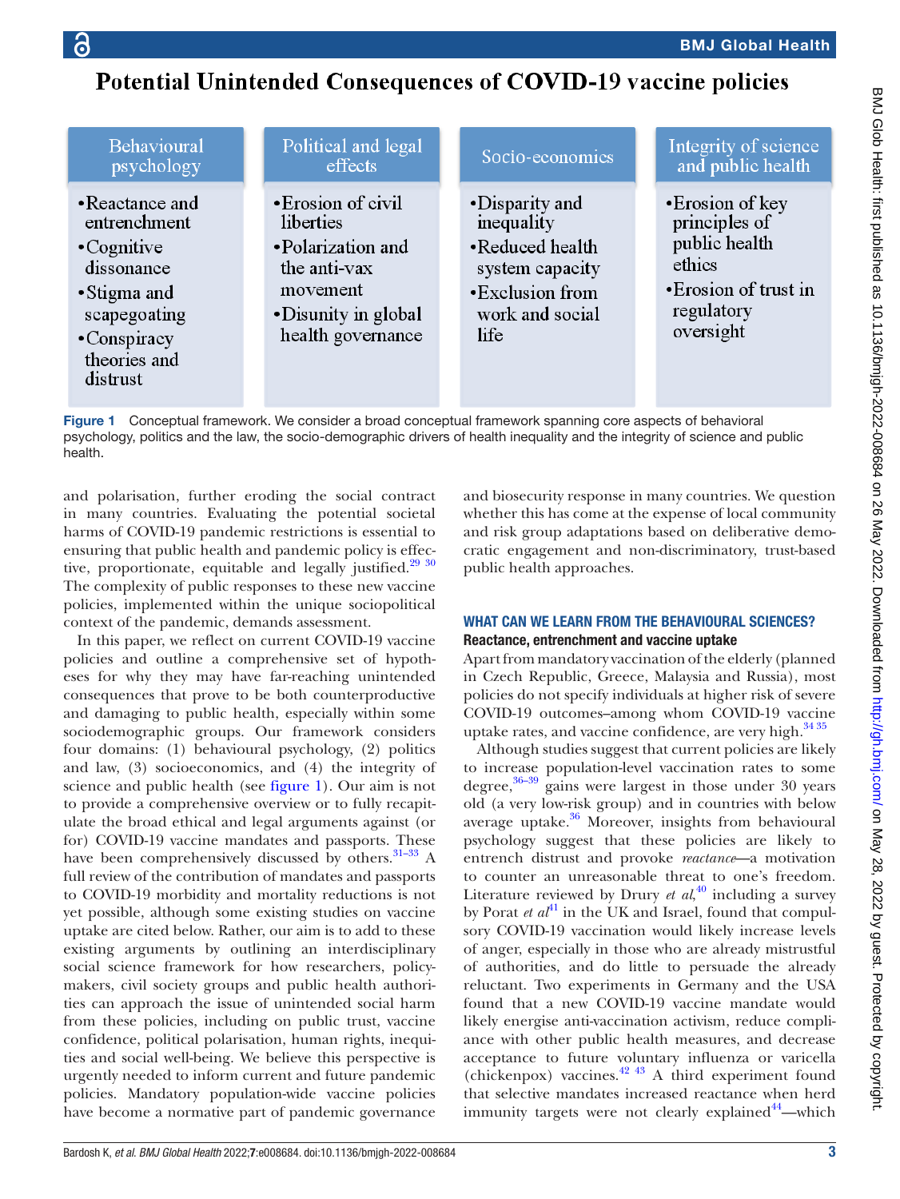# Potential Unintended Consequences of COVID-19 vaccine policies

| Behavioural psychology | Political and legal effects | Socio-economics | Integrity of science and public health |
| --- | --- | --- | --- |
| •Reactance and entrenchment<br>•Cognitive dissonance<br>•Stigma and scapegoating<br>•Conspiracy theories and distrust | •Erosion of civil liberties<br>•Polarization and the anti-vax movement<br>•Disunity in global health governance | •Disparity and inequality<br>•Reduced health system capacity<br>•Exclusion from work and social life | •Erosion of key principles of public health ethics<br>•Erosion of trust in regulatory oversight |

**Figure 1** Conceptual framework. We consider a broad conceptual framework spanning core aspects of behavioral psychology, politics and the law, the socio-demographic drivers of health inequality and the integrity of science and public health.

and polarisation, further eroding the social contract in many countries. Evaluating the potential societal harms of COVID-19 pandemic restrictions is essential to ensuring that public health and pandemic policy is effective, proportionate, equitable and legally justified.[29,30] The complexity of public responses to these new vaccine policies, implemented within the unique sociopolitical context of the pandemic, demands assessment.

In this paper, we reflect on current COVID-19 vaccine policies and outline a comprehensive set of hypotheses for why they may have far-reaching unintended consequences that prove to be both counterproductive and damaging to public health, especially within some sociodemographic groups. Our framework considers four domains: (1) behavioural psychology, (2) politics and law, (3) socioeconomics, and (4) the integrity of science and public health (see figure 1). Our aim is not to provide a comprehensive overview or to fully recapitulate the broad ethical and legal arguments against (or for) COVID-19 vaccine mandates and passports. These have been comprehensively discussed by others.[31–33] A full review of the contribution of mandates and passports to COVID-19 morbidity and mortality reductions is not yet possible, although some existing studies on vaccine uptake are cited below. Rather, our aim is to add to these existing arguments by outlining an interdisciplinary social science framework for how researchers, policymakers, civil society groups and public health authorities can approach the issue of unintended social harm from these policies, including on public trust, vaccine confidence, political polarisation, human rights, inequities and social well-being. We believe this perspective is urgently needed to inform current and future pandemic policies. Mandatory population-wide vaccine policies have become a normative part of pandemic governance and biosecurity response in many countries. We question whether this has come at the expense of local community and risk group adaptations based on deliberative democratic engagement and non-discriminatory, trust-based public health approaches.

## WHAT CAN WE LEARN FROM THE BEHAVIOURAL SCIENCES?

### Reactance, entrenchment and vaccine uptake

Apart from mandatory vaccination of the elderly (planned in Czech Republic, Greece, Malaysia and Russia), most policies do not specify individuals at higher risk of severe COVID-19 outcomes–among whom COVID-19 vaccine uptake rates, and vaccine confidence, are very high.[34,35]

Although studies suggest that current policies are likely to increase population-level vaccination rates to some degree,[36–39] gains were largest in those under 30 years old (a very low-risk group) and in countries with below average uptake.[36] Moreover, insights from behavioural psychology suggest that these policies are likely to entrench distrust and provoke *reactance*—a motivation to counter an unreasonable threat to one's freedom. Literature reviewed by Drury *et al*,[40] including a survey by Porat *et al*[41] in the UK and Israel, found that compulsory COVID-19 vaccination would likely increase levels of anger, especially in those who are already mistrustful of authorities, and do little to persuade the already reluctant. Two experiments in Germany and the USA found that a new COVID-19 vaccine mandate would likely energise anti-vaccination activism, reduce compliance with other public health measures, and decrease acceptance to future voluntary influenza or varicella (chickenpox) vaccines.[42,43] A third experiment found that selective mandates increased reactance when herd immunity targets were not clearly explained[44]—which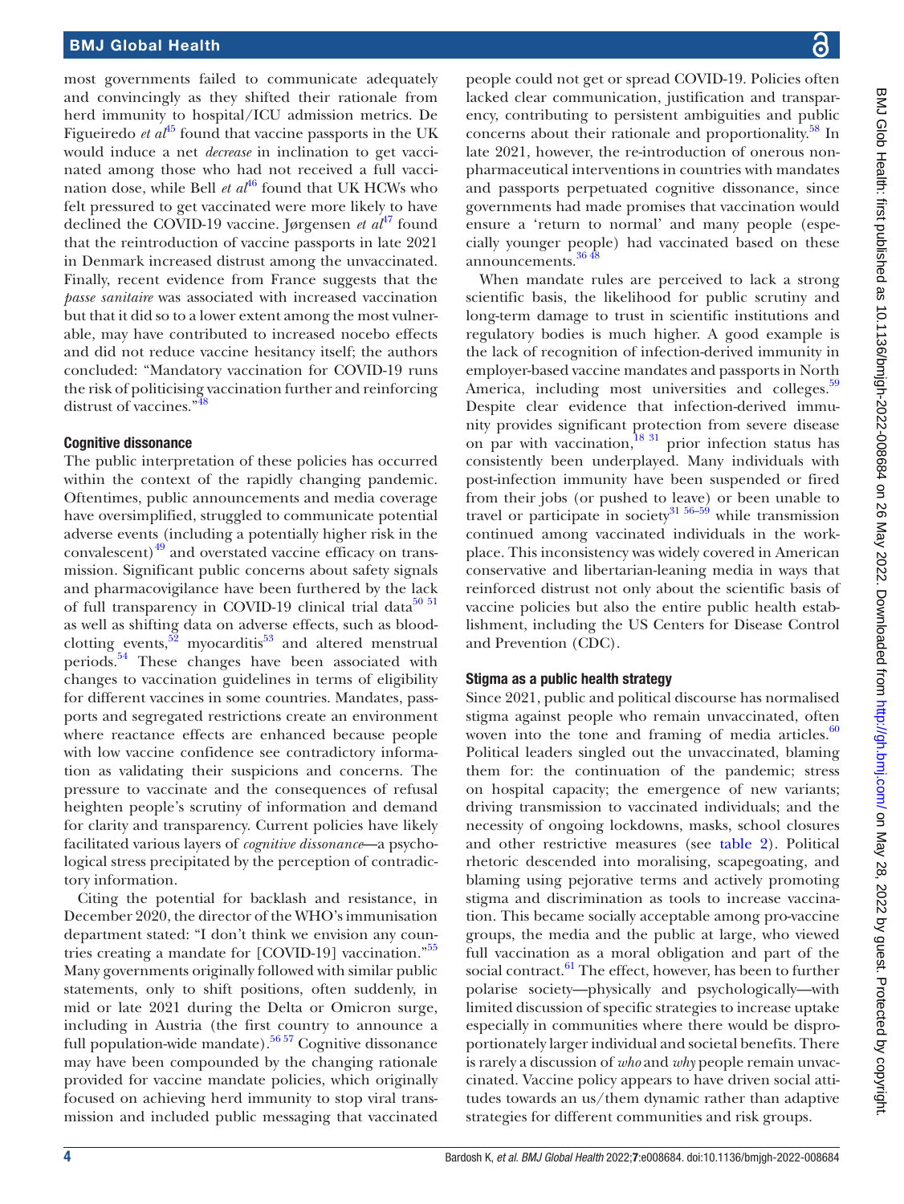most governments failed to communicate adequately and convincingly as they shifted their rationale from herd immunity to hospital/ICU admission metrics. De Figueiredo *et al*[45] found that vaccine passports in the UK would induce a net *decrease* in inclination to get vaccinated among those who had not received a full vaccination dose, while Bell *et al*[46] found that UK HCWs who felt pressured to get vaccinated were more likely to have declined the COVID-19 vaccine. Jørgensen *et al*[47] found that the reintroduction of vaccine passports in late 2021 in Denmark increased distrust among the unvaccinated. Finally, recent evidence from France suggests that the *passe sanitaire* was associated with increased vaccination but that it did so to a lower extent among the most vulnerable, may have contributed to increased nocebo effects and did not reduce vaccine hesitancy itself; the authors concluded: "Mandatory vaccination for COVID-19 runs the risk of politicising vaccination further and reinforcing distrust of vaccines."[48]

### Cognitive dissonance

The public interpretation of these policies has occurred within the context of the rapidly changing pandemic. Oftentimes, public announcements and media coverage have oversimplified, struggled to communicate potential adverse events (including a potentially higher risk in the convalescent)[49] and overstated vaccine efficacy on transmission. Significant public concerns about safety signals and pharmacovigilance have been furthered by the lack of full transparency in COVID-19 clinical trial data[50,51] as well as shifting data on adverse effects, such as blood-clotting events,[52] myocarditis[53] and altered menstrual periods.[54] These changes have been associated with changes to vaccination guidelines in terms of eligibility for different vaccines in some countries. Mandates, passports and segregated restrictions create an environment where reactance effects are enhanced because people with low vaccine confidence see contradictory information as validating their suspicions and concerns. The pressure to vaccinate and the consequences of refusal heighten people's scrutiny of information and demand for clarity and transparency. Current policies have likely facilitated various layers of *cognitive dissonance*—a psychological stress precipitated by the perception of contradictory information.

Citing the potential for backlash and resistance, in December 2020, the director of the WHO's immunisation department stated: "I don't think we envision any countries creating a mandate for [COVID-19] vaccination."[55] Many governments originally followed with similar public statements, only to shift positions, often suddenly, in mid or late 2021 during the Delta or Omicron surge, including in Austria (the first country to announce a full population-wide mandate).[56,57] Cognitive dissonance may have been compounded by the changing rationale provided for vaccine mandate policies, which originally focused on achieving herd immunity to stop viral transmission and included public messaging that vaccinated people could not get or spread COVID-19. Policies often lacked clear communication, justification and transparency, contributing to persistent ambiguities and public concerns about their rationale and proportionality.[58] In late 2021, however, the re-introduction of onerous non-pharmaceutical interventions in countries with mandates and passports perpetuated cognitive dissonance, since governments had made promises that vaccination would ensure a 'return to normal' and many people (especially younger people) had vaccinated based on these announcements.[36,48]

When mandate rules are perceived to lack a strong scientific basis, the likelihood for public scrutiny and long-term damage to trust in scientific institutions and regulatory bodies is much higher. A good example is the lack of recognition of infection-derived immunity in employer-based vaccine mandates and passports in North America, including most universities and colleges.[59] Despite clear evidence that infection-derived immunity provides significant protection from severe disease on par with vaccination,[18,31] prior infection status has consistently been underplayed. Many individuals with post-infection immunity have been suspended or fired from their jobs (or pushed to leave) or been unable to travel or participate in society[31,56–59] while transmission continued among vaccinated individuals in the workplace. This inconsistency was widely covered in American conservative and libertarian-leaning media in ways that reinforced distrust not only about the scientific basis of vaccine policies but also the entire public health establishment, including the US Centers for Disease Control and Prevention (CDC).

### Stigma as a public health strategy

Since 2021, public and political discourse has normalised stigma against people who remain unvaccinated, often woven into the tone and framing of media articles.[60] Political leaders singled out the unvaccinated, blaming them for: the continuation of the pandemic; stress on hospital capacity; the emergence of new variants; driving transmission to vaccinated individuals; and the necessity of ongoing lockdowns, masks, school closures and other restrictive measures (see table 2). Political rhetoric descended into moralising, scapegoating, and blaming using pejorative terms and actively promoting stigma and discrimination as tools to increase vaccination. This became socially acceptable among pro-vaccine groups, the media and the public at large, who viewed full vaccination as a moral obligation and part of the social contract.[61] The effect, however, has been to further polarise society—physically and psychologically—with limited discussion of specific strategies to increase uptake especially in communities where there would be disproportionately larger individual and societal benefits. There is rarely a discussion of *who* and *why* people remain unvaccinated. Vaccine policy appears to have driven social attitudes towards an us/them dynamic rather than adaptive strategies for different communities and risk groups.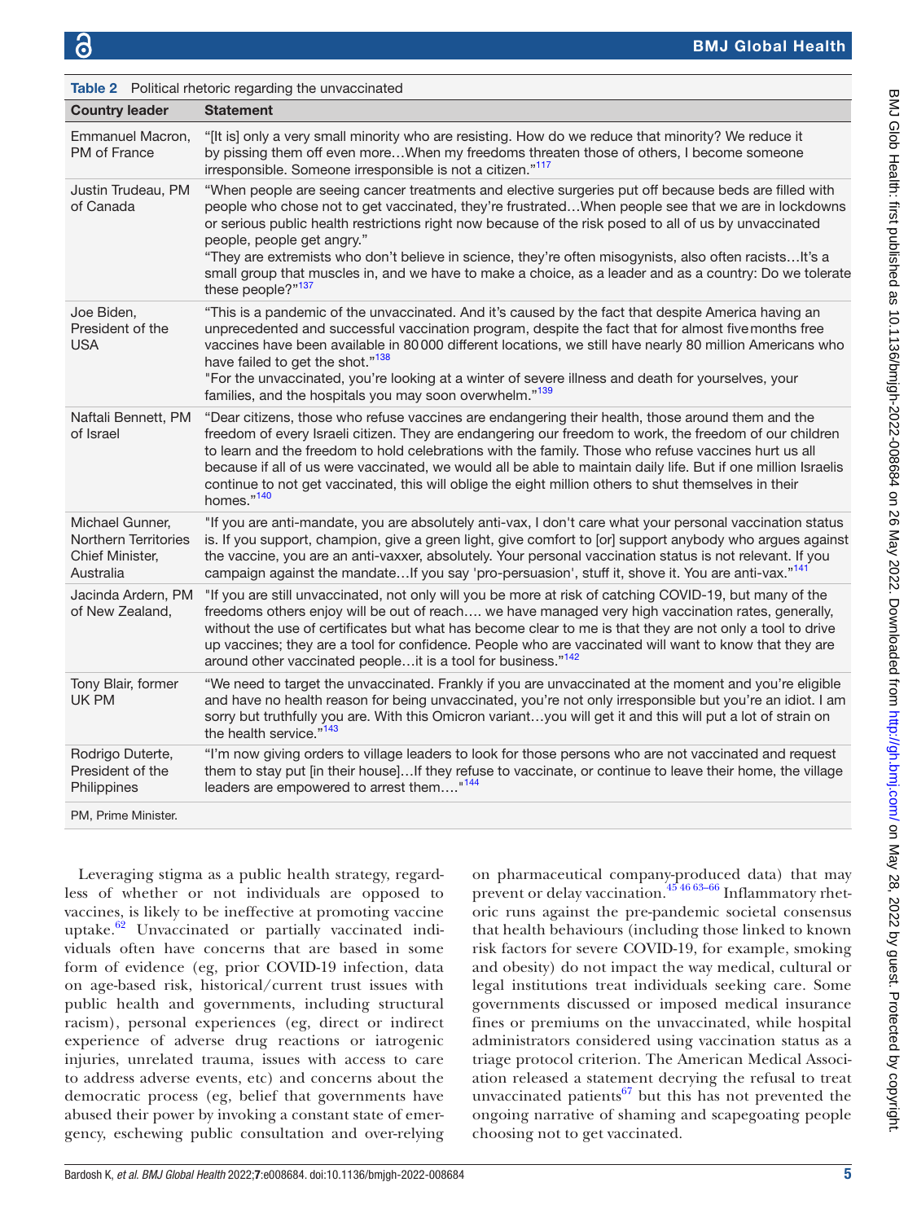**Table 2** Political rhetoric regarding the unvaccinated

| Country leader | Statement |
|---|---|
| Emmanuel Macron, PM of France | "[It is] only a very small minority who are resisting. How do we reduce that minority? We reduce it by pissing them off even more…When my freedoms threaten those of others, I become someone irresponsible. Someone irresponsible is not a citizen."[117] |
| Justin Trudeau, PM of Canada | "When people are seeing cancer treatments and elective surgeries put off because beds are filled with people who chose not to get vaccinated, they're frustrated…When people see that we are in lockdowns or serious public health restrictions right now because of the risk posed to all of us by unvaccinated people, people get angry." "They are extremists who don't believe in science, they're often misogynists, also often racists…It's a small group that muscles in, and we have to make a choice, as a leader and as a country: Do we tolerate these people?"[137] |
| Joe Biden, President of the USA | "This is a pandemic of the unvaccinated. And it's caused by the fact that despite America having an unprecedented and successful vaccination program, despite the fact that for almost five months free vaccines have been available in 80 000 different locations, we still have nearly 80 million Americans who have failed to get the shot."[138] "For the unvaccinated, you're looking at a winter of severe illness and death for yourselves, your families, and the hospitals you may soon overwhelm."[139] |
| Naftali Bennett, PM of Israel | "Dear citizens, those who refuse vaccines are endangering their health, those around them and the freedom of every Israeli citizen. They are endangering our freedom to work, the freedom of our children to learn and the freedom to hold celebrations with the family. Those who refuse vaccines hurt us all because if all of us were vaccinated, we would all be able to maintain daily life. But if one million Israelis continue to not get vaccinated, this will oblige the eight million others to shut themselves in their homes."[140] |
| Michael Gunner, Northern Territories Chief Minister, Australia | "If you are anti-mandate, you are absolutely anti-vax, I don't care what your personal vaccination status is. If you support, champion, give a green light, give comfort to [or] support anybody who argues against the vaccine, you are an anti-vaxxer, absolutely. Your personal vaccination status is not relevant. If you campaign against the mandate…If you say 'pro-persuasion', stuff it, shove it. You are anti-vax."[141] |
| Jacinda Ardern, PM of New Zealand, | "If you are still unvaccinated, not only will you be more at risk of catching COVID-19, but many of the freedoms others enjoy will be out of reach…. we have managed very high vaccination rates, generally, without the use of certificates but what has become clear to me is that they are not only a tool to drive up vaccines; they are a tool for confidence. People who are vaccinated will want to know that they are around other vaccinated people…it is a tool for business."[142] |
| Tony Blair, former UK PM | "We need to target the unvaccinated. Frankly if you are unvaccinated at the moment and you're eligible and have no health reason for being unvaccinated, you're not only irresponsible but you're an idiot. I am sorry but truthfully you are. With this Omicron variant…you will get it and this will put a lot of strain on the health service."[143] |
| Rodrigo Duterte, President of the Philippines | "I'm now giving orders to village leaders to look for those persons who are not vaccinated and request them to stay put [in their house]…If they refuse to vaccinate, or continue to leave their home, the village leaders are empowered to arrest them…."[144] |

PM, Prime Minister.

Leveraging stigma as a public health strategy, regardless of whether or not individuals are opposed to vaccines, is likely to be ineffective at promoting vaccine uptake.[62] Unvaccinated or partially vaccinated individuals often have concerns that are based in some form of evidence (eg, prior COVID-19 infection, data on age-based risk, historical/current trust issues with public health and governments, including structural racism), personal experiences (eg, direct or indirect experience of adverse drug reactions or iatrogenic injuries, unrelated trauma, issues with access to care to address adverse events, etc) and concerns about the democratic process (eg, belief that governments have abused their power by invoking a constant state of emergency, eschewing public consultation and over-relying on pharmaceutical company-produced data) that may prevent or delay vaccination.[45 46 63–66] Inflammatory rhetoric runs against the pre-pandemic societal consensus that health behaviours (including those linked to known risk factors for severe COVID-19, for example, smoking and obesity) do not impact the way medical, cultural or legal institutions treat individuals seeking care. Some governments discussed or imposed medical insurance fines or premiums on the unvaccinated, while hospital administrators considered using vaccination status as a triage protocol criterion. The American Medical Association released a statement decrying the refusal to treat unvaccinated patients[67] but this has not prevented the ongoing narrative of shaming and scapegoating people choosing not to get vaccinated.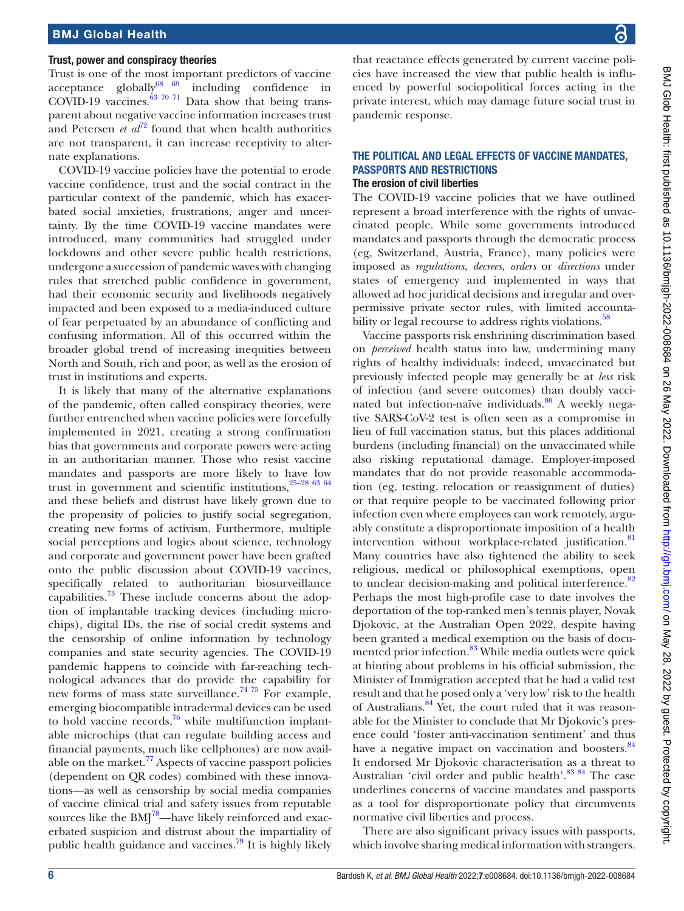### Trust, power and conspiracy theories

Trust is one of the most important predictors of vaccine acceptance globally[68 69] including confidence in COVID-19 vaccines.[63 70 71] Data show that being transparent about negative vaccine information increases trust and Petersen *et al*[72] found that when health authorities are not transparent, it can increase receptivity to alternate explanations.

COVID-19 vaccine policies have the potential to erode vaccine confidence, trust and the social contract in the particular context of the pandemic, which has exacerbated social anxieties, frustrations, anger and uncertainty. By the time COVID-19 vaccine mandates were introduced, many communities had struggled under lockdowns and other severe public health restrictions, undergone a succession of pandemic waves with changing rules that stretched public confidence in government, had their economic security and livelihoods negatively impacted and been exposed to a media-induced culture of fear perpetuated by an abundance of conflicting and confusing information. All of this occurred within the broader global trend of increasing inequities between North and South, rich and poor, as well as the erosion of trust in institutions and experts.

It is likely that many of the alternative explanations of the pandemic, often called conspiracy theories, were further entrenched when vaccine policies were forcefully implemented in 2021, creating a strong confirmation bias that governments and corporate powers were acting in an authoritarian manner. Those who resist vaccine mandates and passports are more likely to have low trust in government and scientific institutions,[25–28 63 64] and these beliefs and distrust have likely grown due to the propensity of policies to justify social segregation, creating new forms of activism. Furthermore, multiple social perceptions and logics about science, technology and corporate and government power have been grafted onto the public discussion about COVID-19 vaccines, specifically related to authoritarian biosurveillance capabilities.[73] These include concerns about the adoption of implantable tracking devices (including microchips), digital IDs, the rise of social credit systems and the censorship of online information by technology companies and state security agencies. The COVID-19 pandemic happens to coincide with far-reaching technological advances that do provide the capability for new forms of mass state surveillance.[74 75] For example, emerging biocompatible intradermal devices can be used to hold vaccine records,[76] while multifunction implantable microchips (that can regulate building access and financial payments, much like cellphones) are now available on the market.[77] Aspects of vaccine passport policies (dependent on QR codes) combined with these innovations—as well as censorship by social media companies of vaccine clinical trial and safety issues from reputable sources like the BMJ[78]—have likely reinforced and exacerbated suspicion and distrust about the impartiality of public health guidance and vaccines.[79] It is highly likely that reactance effects generated by current vaccine policies have increased the view that public health is influenced by powerful sociopolitical forces acting in the private interest, which may damage future social trust in pandemic response.

## THE POLITICAL AND LEGAL EFFECTS OF VACCINE MANDATES, PASSPORTS AND RESTRICTIONS

### The erosion of civil liberties

The COVID-19 vaccine policies that we have outlined represent a broad interference with the rights of unvaccinated people. While some governments introduced mandates and passports through the democratic process (eg, Switzerland, Austria, France), many policies were imposed as *regulations*, *decrees, orders* or *directions* under states of emergency and implemented in ways that allowed ad hoc juridical decisions and irregular and overpermissive private sector rules, with limited accountability or legal recourse to address rights violations.[58]

Vaccine passports risk enshrining discrimination based on *perceived* health status into law, undermining many rights of healthy individuals: indeed, unvaccinated but previously infected people may generally be at *less* risk of infection (and severe outcomes) than doubly vaccinated but infection-naïve individuals.[80] A weekly negative SARS-CoV-2 test is often seen as a compromise in lieu of full vaccination status, but this places additional burdens (including financial) on the unvaccinated while also risking reputational damage. Employer-imposed mandates that do not provide reasonable accommodation (eg, testing, relocation or reassignment of duties) or that require people to be vaccinated following prior infection even where employees can work remotely, arguably constitute a disproportionate imposition of a health intervention without workplace-related justification.[81] Many countries have also tightened the ability to seek religious, medical or philosophical exemptions, open to unclear decision-making and political interference.[82] Perhaps the most high-profile case to date involves the deportation of the top-ranked men's tennis player, Novak Djokovic, at the Australian Open 2022, despite having been granted a medical exemption on the basis of documented prior infection.[83] While media outlets were quick at hinting about problems in his official submission, the Minister of Immigration accepted that he had a valid test result and that he posed only a 'very low' risk to the health of Australians.[84] Yet, the court ruled that it was reasonable for the Minister to conclude that Mr Djokovic's presence could 'foster anti-vaccination sentiment' and thus have a negative impact on vaccination and boosters.[84] It endorsed Mr Djokovic characterisation as a threat to Australian 'civil order and public health'.[83 84] The case underlines concerns of vaccine mandates and passports as a tool for disproportionate policy that circumvents normative civil liberties and process.

There are also significant privacy issues with passports, which involve sharing medical information with strangers.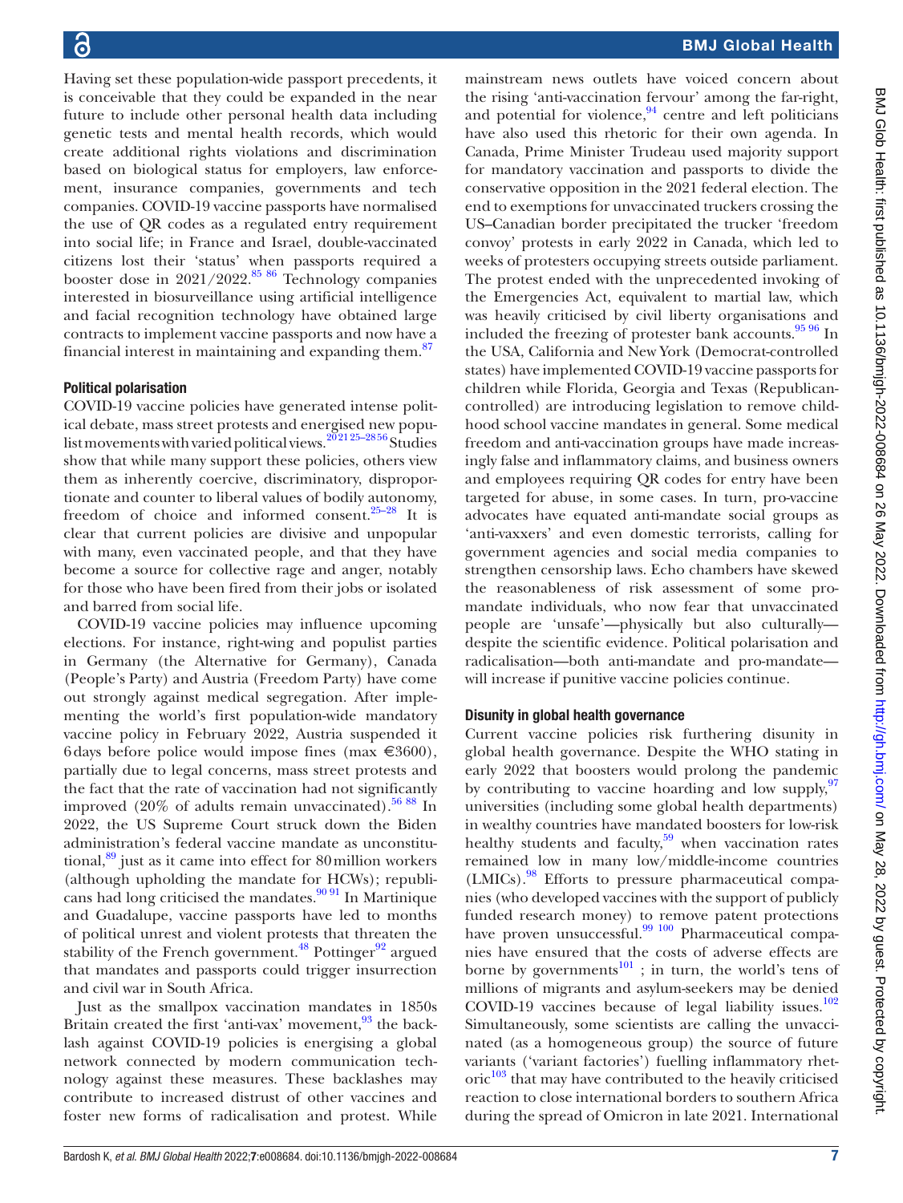Having set these population-wide passport precedents, it is conceivable that they could be expanded in the near future to include other personal health data including genetic tests and mental health records, which would create additional rights violations and discrimination based on biological status for employers, law enforcement, insurance companies, governments and tech companies. COVID-19 vaccine passports have normalised the use of QR codes as a regulated entry requirement into social life; in France and Israel, double-vaccinated citizens lost their 'status' when passports required a booster dose in 2021/2022.[85 86] Technology companies interested in biosurveillance using artificial intelligence and facial recognition technology have obtained large contracts to implement vaccine passports and now have a financial interest in maintaining and expanding them.[87]

### Political polarisation

COVID-19 vaccine policies have generated intense political debate, mass street protests and energised new populist movements with varied political views.[20 21 25–28 56] Studies show that while many support these policies, others view them as inherently coercive, discriminatory, disproportionate and counter to liberal values of bodily autonomy, freedom of choice and informed consent.[25–28] It is clear that current policies are divisive and unpopular with many, even vaccinated people, and that they have become a source for collective rage and anger, notably for those who have been fired from their jobs or isolated and barred from social life.

COVID-19 vaccine policies may influence upcoming elections. For instance, right-wing and populist parties in Germany (the Alternative for Germany), Canada (People's Party) and Austria (Freedom Party) have come out strongly against medical segregation. After implementing the world's first population-wide mandatory vaccine policy in February 2022, Austria suspended it 6 days before police would impose fines (max €3600), partially due to legal concerns, mass street protests and the fact that the rate of vaccination had not significantly improved (20% of adults remain unvaccinated).[56 88] In 2022, the US Supreme Court struck down the Biden administration's federal vaccine mandate as unconstitutional,[89] just as it came into effect for 80 million workers (although upholding the mandate for HCWs); republicans had long criticised the mandates.[90 91] In Martinique and Guadalupe, vaccine passports have led to months of political unrest and violent protests that threaten the stability of the French government.[48] Pottinger[92] argued that mandates and passports could trigger insurrection and civil war in South Africa.

Just as the smallpox vaccination mandates in 1850s Britain created the first 'anti-vax' movement,[93] the backlash against COVID-19 policies is energising a global network connected by modern communication technology against these measures. These backlashes may contribute to increased distrust of other vaccines and foster new forms of radicalisation and protest. While mainstream news outlets have voiced concern about the rising 'anti-vaccination fervour' among the far-right, and potential for violence,[94] centre and left politicians have also used this rhetoric for their own agenda. In Canada, Prime Minister Trudeau used majority support for mandatory vaccination and passports to divide the conservative opposition in the 2021 federal election. The end to exemptions for unvaccinated truckers crossing the US–Canadian border precipitated the trucker 'freedom convoy' protests in early 2022 in Canada, which led to weeks of protesters occupying streets outside parliament. The protest ended with the unprecedented invoking of the Emergencies Act, equivalent to martial law, which was heavily criticised by civil liberty organisations and included the freezing of protester bank accounts.[95 96] In the USA, California and New York (Democrat-controlled states) have implemented COVID-19 vaccine passports for children while Florida, Georgia and Texas (Republican-controlled) are introducing legislation to remove childhood school vaccine mandates in general. Some medical freedom and anti-vaccination groups have made increasingly false and inflammatory claims, and business owners and employees requiring QR codes for entry have been targeted for abuse, in some cases. In turn, pro-vaccine advocates have equated anti-mandate social groups as 'anti-vaxxers' and even domestic terrorists, calling for government agencies and social media companies to strengthen censorship laws. Echo chambers have skewed the reasonableness of risk assessment of some pro-mandate individuals, who now fear that unvaccinated people are 'unsafe'—physically but also culturally—despite the scientific evidence. Political polarisation and radicalisation—both anti-mandate and pro-mandate—will increase if punitive vaccine policies continue.

### Disunity in global health governance

Current vaccine policies risk furthering disunity in global health governance. Despite the WHO stating in early 2022 that boosters would prolong the pandemic by contributing to vaccine hoarding and low supply,[97] universities (including some global health departments) in wealthy countries have mandated boosters for low-risk healthy students and faculty,[59] when vaccination rates remained low in many low/middle-income countries (LMICs).[98] Efforts to pressure pharmaceutical companies (who developed vaccines with the support of publicly funded research money) to remove patent protections have proven unsuccessful.[99 100] Pharmaceutical companies have ensured that the costs of adverse effects are borne by governments[101]; in turn, the world's tens of millions of migrants and asylum-seekers may be denied COVID-19 vaccines because of legal liability issues.[102] Simultaneously, some scientists are calling the unvaccinated (as a homogeneous group) the source of future variants ('variant factories') fuelling inflammatory rhetoric[103] that may have contributed to the heavily criticised reaction to close international borders to southern Africa during the spread of Omicron in late 2021. International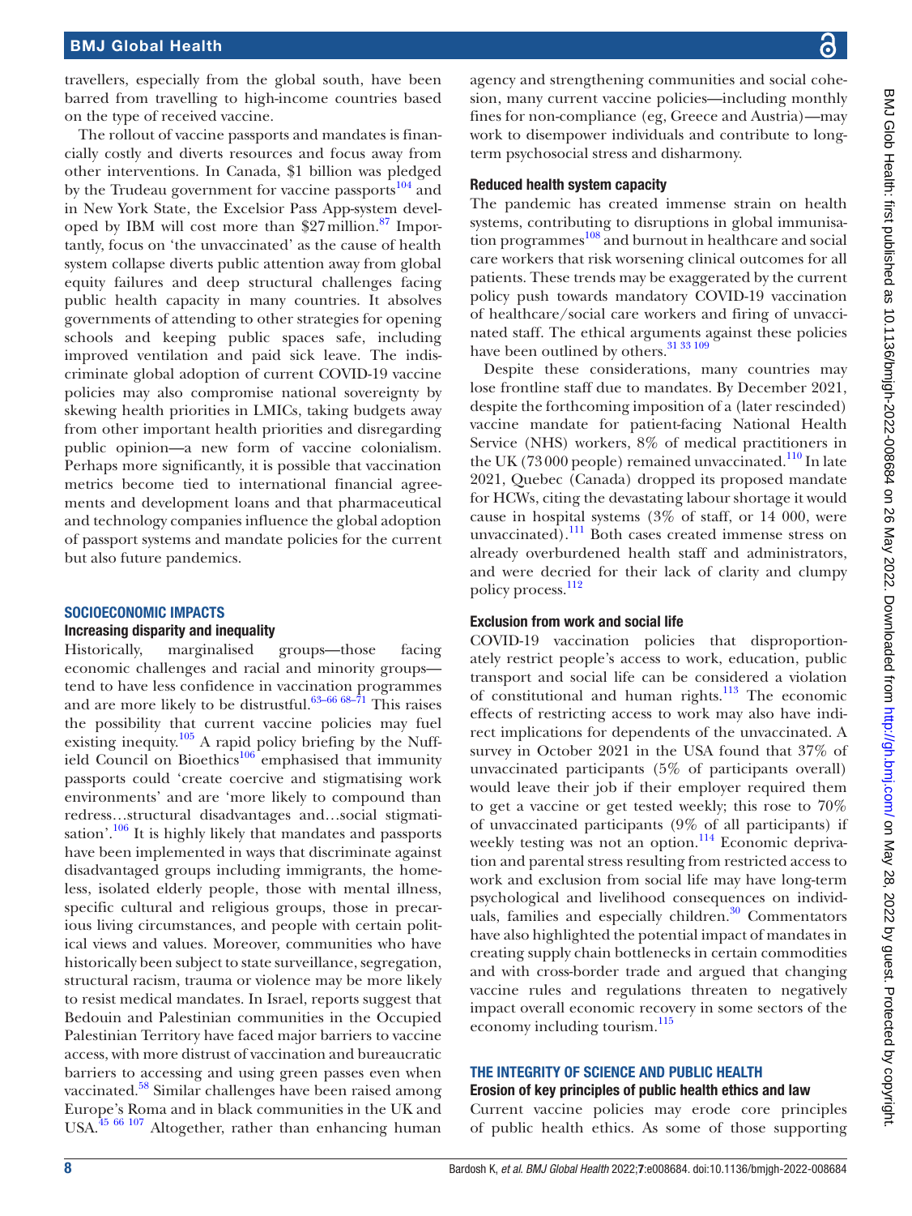travellers, especially from the global south, have been barred from travelling to high-income countries based on the type of received vaccine.

The rollout of vaccine passports and mandates is financially costly and diverts resources and focus away from other interventions. In Canada, $1 billion was pledged by the Trudeau government for vaccine passports[104] and in New York State, the Excelsior Pass App-system developed by IBM will cost more than $27 million.[87] Importantly, focus on 'the unvaccinated' as the cause of health system collapse diverts public attention away from global equity failures and deep structural challenges facing public health capacity in many countries. It absolves governments of attending to other strategies for opening schools and keeping public spaces safe, including improved ventilation and paid sick leave. The indiscriminate global adoption of current COVID-19 vaccine policies may also compromise national sovereignty by skewing health priorities in LMICs, taking budgets away from other important health priorities and disregarding public opinion—a new form of vaccine colonialism. Perhaps more significantly, it is possible that vaccination metrics become tied to international financial agreements and development loans and that pharmaceutical and technology companies influence the global adoption of passport systems and mandate policies for the current but also future pandemics.

## SOCIOECONOMIC IMPACTS

### Increasing disparity and inequality

Historically, marginalised groups—those facing economic challenges and racial and minority groups—tend to have less confidence in vaccination programmes and are more likely to be distrustful.[63–66 68–71] This raises the possibility that current vaccine policies may fuel existing inequity.[105] A rapid policy briefing by the Nuffield Council on Bioethics[106] emphasised that immunity passports could 'create coercive and stigmatising work environments' and are 'more likely to compound than redress…structural disadvantages and…social stigmatisation'.[106] It is highly likely that mandates and passports have been implemented in ways that discriminate against disadvantaged groups including immigrants, the homeless, isolated elderly people, those with mental illness, specific cultural and religious groups, those in precarious living circumstances, and people with certain political views and values. Moreover, communities who have historically been subject to state surveillance, segregation, structural racism, trauma or violence may be more likely to resist medical mandates. In Israel, reports suggest that Bedouin and Palestinian communities in the Occupied Palestinian Territory have faced major barriers to vaccine access, with more distrust of vaccination and bureaucratic barriers to accessing and using green passes even when vaccinated.[58] Similar challenges have been raised among Europe's Roma and in black communities in the UK and USA.[45 66 107] Altogether, rather than enhancing human agency and strengthening communities and social cohesion, many current vaccine policies—including monthly fines for non-compliance (eg, Greece and Austria)—may work to disempower individuals and contribute to long-term psychosocial stress and disharmony.

### Reduced health system capacity

The pandemic has created immense strain on health systems, contributing to disruptions in global immunisation programmes[108] and burnout in healthcare and social care workers that risk worsening clinical outcomes for all patients. These trends may be exaggerated by the current policy push towards mandatory COVID-19 vaccination of healthcare/social care workers and firing of unvaccinated staff. The ethical arguments against these policies have been outlined by others.[31 33 109]

Despite these considerations, many countries may lose frontline staff due to mandates. By December 2021, despite the forthcoming imposition of a (later rescinded) vaccine mandate for patient-facing National Health Service (NHS) workers, 8% of medical practitioners in the UK (73 000 people) remained unvaccinated.[110] In late 2021, Quebec (Canada) dropped its proposed mandate for HCWs, citing the devastating labour shortage it would cause in hospital systems (3% of staff, or 14 000, were unvaccinated).[111] Both cases created immense stress on already overburdened health staff and administrators, and were decried for their lack of clarity and clumpy policy process.[112]

### Exclusion from work and social life

COVID-19 vaccination policies that disproportionately restrict people's access to work, education, public transport and social life can be considered a violation of constitutional and human rights.[113] The economic effects of restricting access to work may also have indirect implications for dependents of the unvaccinated. A survey in October 2021 in the USA found that 37% of unvaccinated participants (5% of participants overall) would leave their job if their employer required them to get a vaccine or get tested weekly; this rose to 70% of unvaccinated participants (9% of all participants) if weekly testing was not an option.[114] Economic deprivation and parental stress resulting from restricted access to work and exclusion from social life may have long-term psychological and livelihood consequences on individuals, families and especially children.[30] Commentators have also highlighted the potential impact of mandates in creating supply chain bottlenecks in certain commodities and with cross-border trade and argued that changing vaccine rules and regulations threaten to negatively impact overall economic recovery in some sectors of the economy including tourism.[115]

## THE INTEGRITY OF SCIENCE AND PUBLIC HEALTH

### Erosion of key principles of public health ethics and law

Current vaccine policies may erode core principles of public health ethics. As some of those supporting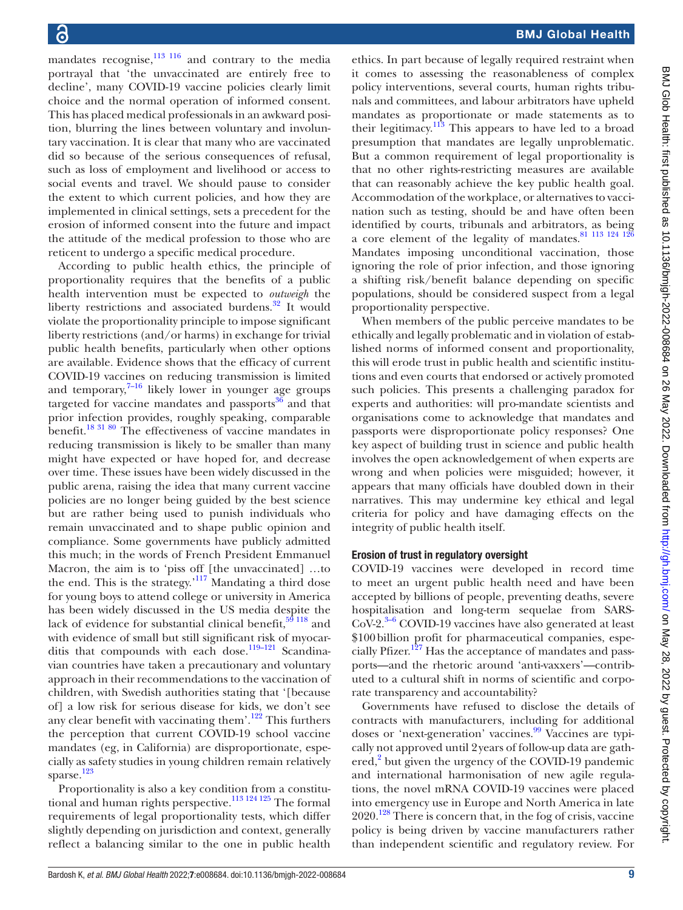mandates recognise,[113 116] and contrary to the media portrayal that 'the unvaccinated are entirely free to decline', many COVID-19 vaccine policies clearly limit choice and the normal operation of informed consent. This has placed medical professionals in an awkward position, blurring the lines between voluntary and involuntary vaccination. It is clear that many who are vaccinated did so because of the serious consequences of refusal, such as loss of employment and livelihood or access to social events and travel. We should pause to consider the extent to which current policies, and how they are implemented in clinical settings, sets a precedent for the erosion of informed consent into the future and impact the attitude of the medical profession to those who are reticent to undergo a specific medical procedure.

According to public health ethics, the principle of proportionality requires that the benefits of a public health intervention must be expected to *outweigh* the liberty restrictions and associated burdens.[32] It would violate the proportionality principle to impose significant liberty restrictions (and/or harms) in exchange for trivial public health benefits, particularly when other options are available. Evidence shows that the efficacy of current COVID-19 vaccines on reducing transmission is limited and temporary,[7–16] likely lower in younger age groups targeted for vaccine mandates and passports[36] and that prior infection provides, roughly speaking, comparable benefit.[18 31 80] The effectiveness of vaccine mandates in reducing transmission is likely to be smaller than many might have expected or have hoped for, and decrease over time. These issues have been widely discussed in the public arena, raising the idea that many current vaccine policies are no longer being guided by the best science but are rather being used to punish individuals who remain unvaccinated and to shape public opinion and compliance. Some governments have publicly admitted this much; in the words of French President Emmanuel Macron, the aim is to 'piss off [the unvaccinated] …to the end. This is the strategy.'[117] Mandating a third dose for young boys to attend college or university in America has been widely discussed in the US media despite the lack of evidence for substantial clinical benefit,[59 118] and with evidence of small but still significant risk of myocarditis that compounds with each dose.[119–121] Scandinavian countries have taken a precautionary and voluntary approach in their recommendations to the vaccination of children, with Swedish authorities stating that '[because of] a low risk for serious disease for kids, we don't see any clear benefit with vaccinating them'.[122] This furthers the perception that current COVID-19 school vaccine mandates (eg, in California) are disproportionate, especially as safety studies in young children remain relatively sparse.[123]

Proportionality is also a key condition from a constitutional and human rights perspective.[113 124 125] The formal requirements of legal proportionality tests, which differ slightly depending on jurisdiction and context, generally reflect a balancing similar to the one in public health ethics. In part because of legally required restraint when it comes to assessing the reasonableness of complex policy interventions, several courts, human rights tribunals and committees, and labour arbitrators have upheld mandates as proportionate or made statements as to their legitimacy.[113] This appears to have led to a broad presumption that mandates are legally unproblematic. But a common requirement of legal proportionality is that no other rights-restricting measures are available that can reasonably achieve the key public health goal. Accommodation of the workplace, or alternatives to vaccination such as testing, should be and have often been identified by courts, tribunals and arbitrators, as being a core element of the legality of mandates.[81 113 124 126] Mandates imposing unconditional vaccination, those ignoring the role of prior infection, and those ignoring a shifting risk/benefit balance depending on specific populations, should be considered suspect from a legal proportionality perspective.

When members of the public perceive mandates to be ethically and legally problematic and in violation of established norms of informed consent and proportionality, this will erode trust in public health and scientific institutions and even courts that endorsed or actively promoted such policies. This presents a challenging paradox for experts and authorities: will pro-mandate scientists and organisations come to acknowledge that mandates and passports were disproportionate policy responses? One key aspect of building trust in science and public health involves the open acknowledgement of when experts are wrong and when policies were misguided; however, it appears that many officials have doubled down in their narratives. This may undermine key ethical and legal criteria for policy and have damaging effects on the integrity of public health itself.

#### Erosion of trust in regulatory oversight

COVID-19 vaccines were developed in record time to meet an urgent public health need and have been accepted by billions of people, preventing deaths, severe hospitalisation and long-term sequelae from SARS-CoV-2.[3–6] COVID-19 vaccines have also generated at least \$100 billion profit for pharmaceutical companies, especially Pfizer.[127] Has the acceptance of mandates and passports—and the rhetoric around 'anti-vaxxers'—contributed to a cultural shift in norms of scientific and corporate transparency and accountability?

Governments have refused to disclose the details of contracts with manufacturers, including for additional doses or 'next-generation' vaccines.[99] Vaccines are typically not approved until 2 years of follow-up data are gathered,[2] but given the urgency of the COVID-19 pandemic and international harmonisation of new agile regulations, the novel mRNA COVID-19 vaccines were placed into emergency use in Europe and North America in late 2020.[128] There is concern that, in the fog of crisis, vaccine policy is being driven by vaccine manufacturers rather than independent scientific and regulatory review. For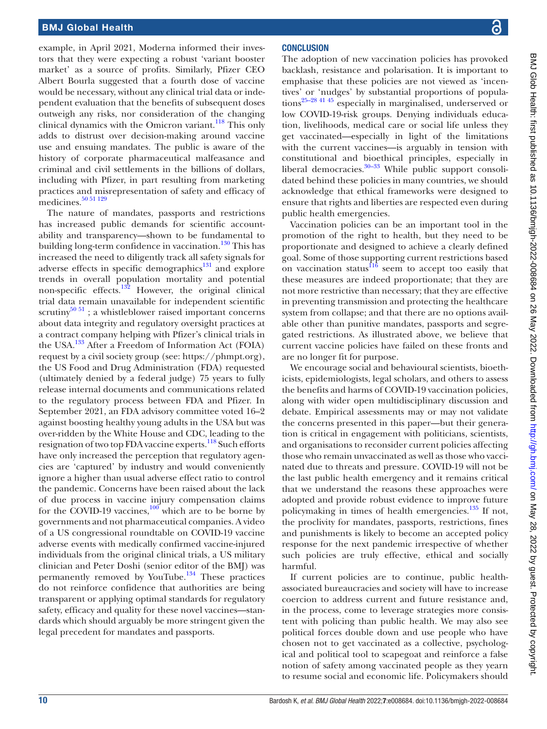example, in April 2021, Moderna informed their investors that they were expecting a robust 'variant booster market' as a source of profits. Similarly, Pfizer CEO Albert Bourla suggested that a fourth dose of vaccine would be necessary, without any clinical trial data or independent evaluation that the benefits of subsequent doses outweigh any risks, nor consideration of the changing clinical dynamics with the Omicron variant.[118] This only adds to distrust over decision-making around vaccine use and ensuing mandates. The public is aware of the history of corporate pharmaceutical malfeasance and criminal and civil settlements in the billions of dollars, including with Pfizer, in part resulting from marketing practices and misrepresentation of safety and efficacy of medicines.[50 51 129]

The nature of mandates, passports and restrictions has increased public demands for scientific accountability and transparency—shown to be fundamental to building long-term confidence in vaccination.[130] This has increased the need to diligently track all safety signals for adverse effects in specific demographics[131] and explore trends in overall population mortality and potential non-specific effects.[132] However, the original clinical trial data remain unavailable for independent scientific scrutiny[50 51]; a whistleblower raised important concerns about data integrity and regulatory oversight practices at a contract company helping with Pfizer's clinical trials in the USA.[133] After a Freedom of Information Act (FOIA) request by a civil society group (see: https://phmpt.org), the US Food and Drug Administration (FDA) requested (ultimately denied by a federal judge) 75 years to fully release internal documents and communications related to the regulatory process between FDA and Pfizer. In September 2021, an FDA advisory committee voted 16–2 against boosting healthy young adults in the USA but was over-ridden by the White House and CDC, leading to the resignation of two top FDA vaccine experts.[118] Such efforts have only increased the perception that regulatory agencies are 'captured' by industry and would conveniently ignore a higher than usual adverse effect ratio to control the pandemic. Concerns have been raised about the lack of due process in vaccine injury compensation claims for the COVID-19 vaccines,[100] which are to be borne by governments and not pharmaceutical companies. A video of a US congressional roundtable on COVID-19 vaccine adverse events with medically confirmed vaccine-injured individuals from the original clinical trials, a US military clinician and Peter Doshi (senior editor of the BMJ) was permanently removed by YouTube.[134] These practices do not reinforce confidence that authorities are being transparent or applying optimal standards for regulatory safety, efficacy and quality for these novel vaccines—standards which should arguably be more stringent given the legal precedent for mandates and passports.

## CONCLUSION

The adoption of new vaccination policies has provoked backlash, resistance and polarisation. It is important to emphasise that these policies are not viewed as 'incentives' or 'nudges' by substantial proportions of populations[25–28 41 45] especially in marginalised, underserved or low COVID-19-risk groups. Denying individuals education, livelihoods, medical care or social life unless they get vaccinated—especially in light of the limitations with the current vaccines—is arguably in tension with constitutional and bioethical principles, especially in liberal democracies.[30–33] While public support consolidated behind these policies in many countries, we should acknowledge that ethical frameworks were designed to ensure that rights and liberties are respected even during public health emergencies.

Vaccination policies can be an important tool in the promotion of the right to health, but they need to be proportionate and designed to achieve a clearly defined goal. Some of those supporting current restrictions based on vaccination status[116] seem to accept too easily that these measures are indeed proportionate; that they are not more restrictive than necessary; that they are effective in preventing transmission and protecting the healthcare system from collapse; and that there are no options available other than punitive mandates, passports and segregated restrictions. As illustrated above, we believe that current vaccine policies have failed on these fronts and are no longer fit for purpose.

We encourage social and behavioural scientists, bioethicists, epidemiologists, legal scholars, and others to assess the benefits and harms of COVID-19 vaccination policies, along with wider open multidisciplinary discussion and debate. Empirical assessments may or may not validate the concerns presented in this paper—but their generation is critical in engagement with politicians, scientists, and organisations to reconsider current policies affecting those who remain unvaccinated as well as those who vaccinated due to threats and pressure. COVID-19 will not be the last public health emergency and it remains critical that we understand the reasons these approaches were adopted and provide robust evidence to improve future policymaking in times of health emergencies.[135] If not, the proclivity for mandates, passports, restrictions, fines and punishments is likely to become an accepted policy response for the next pandemic irrespective of whether such policies are truly effective, ethical and socially harmful.

If current policies are to continue, public health-associated bureaucracies and society will have to increase coercion to address current and future resistance and, in the process, come to leverage strategies more consistent with policing than public health. We may also see political forces double down and use people who have chosen not to get vaccinated as a collective, psychological and political tool to scapegoat and reinforce a false notion of safety among vaccinated people as they yearn to resume social and economic life. Policymakers should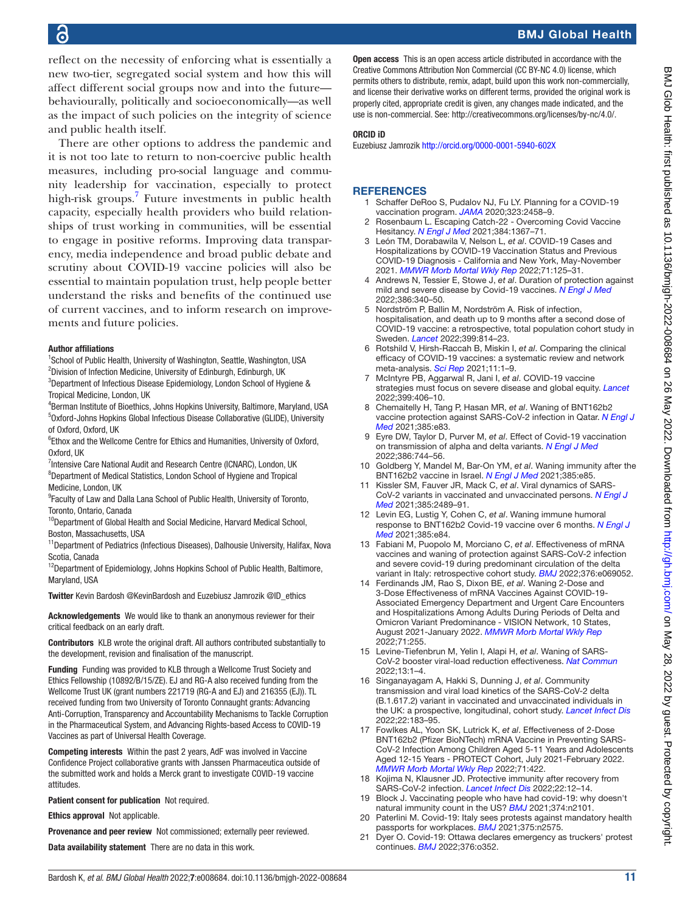reflect on the necessity of enforcing what is essentially a new two-tier, segregated social system and how this will affect different social groups now and into the future—behaviourally, politically and socioeconomically—as well as the impact of such policies on the integrity of science and public health itself.

There are other options to address the pandemic and it is not too late to return to non-coercive public health measures, including pro-social language and community leadership for vaccination, especially to protect high-risk groups.[7] Future investments in public health capacity, especially health providers who build relationships of trust working in communities, will be essential to engage in positive reforms. Improving data transparency, media independence and broad public debate and scrutiny about COVID-19 vaccine policies will also be essential to maintain population trust, help people better understand the risks and benefits of the continued use of current vaccines, and to inform research on improvements and future policies.

**Author affiliations**

[1]School of Public Health, University of Washington, Seattle, Washington, USA
[2]Division of Infection Medicine, University of Edinburgh, Edinburgh, UK
[3]Department of Infectious Disease Epidemiology, London School of Hygiene & Tropical Medicine, London, UK
[4]Berman Institute of Bioethics, Johns Hopkins University, Baltimore, Maryland, USA
[5]Oxford-Johns Hopkins Global Infectious Disease Collaborative (GLIDE), University of Oxford, Oxford, UK
[6]Ethox and the Wellcome Centre for Ethics and Humanities, University of Oxford, Oxford, UK
[7]Intensive Care National Audit and Research Centre (ICNARC), London, UK
[8]Department of Medical Statistics, London School of Hygiene and Tropical Medicine, London, UK
[9]Faculty of Law and Dalla Lana School of Public Health, University of Toronto, Toronto, Ontario, Canada
[10]Department of Global Health and Social Medicine, Harvard Medical School, Boston, Massachusetts, USA
[11]Department of Pediatrics (Infectious Diseases), Dalhousie University, Halifax, Nova Scotia, Canada
[12]Department of Epidemiology, Johns Hopkins School of Public Health, Baltimore, Maryland, USA

**Twitter** Kevin Bardosh @KevinBardosh and Euzebiusz Jamrozik @ID_ethics

**Acknowledgements** We would like to thank an anonymous reviewer for their critical feedback on an early draft.

**Contributors** KLB wrote the original draft. All authors contributed substantially to the development, revision and finalisation of the manuscript.

**Funding** Funding was provided to KLB through a Wellcome Trust Society and Ethics Fellowship (10892/B/15/ZE). EJ and RG-A also received funding from the Wellcome Trust UK (grant numbers 221719 (RG-A and EJ) and 216355 (EJ)). TL received funding from two University of Toronto Connaught grants: Advancing Anti-Corruption, Transparency and Accountability Mechanisms to Tackle Corruption in the Pharmaceutical System, and Advancing Rights-based Access to COVID-19 Vaccines as part of Universal Health Coverage.

**Competing interests** Within the past 2 years, AdF was involved in Vaccine Confidence Project collaborative grants with Janssen Pharmaceutica outside of the submitted work and holds a Merck grant to investigate COVID-19 vaccine attitudes.

**Patient consent for publication** Not required.

**Ethics approval** Not applicable.

**Provenance and peer review** Not commissioned; externally peer reviewed.

**Data availability statement** There are no data in this work.

**Open access** This is an open access article distributed in accordance with the Creative Commons Attribution Non Commercial (CC BY-NC 4.0) license, which permits others to distribute, remix, adapt, build upon this work non-commercially, and license their derivative works on different terms, provided the original work is properly cited, appropriate credit is given, any changes made indicated, and the use is non-commercial. See: http://creativecommons.org/licenses/by-nc/4.0/.

**ORCID iD**

Euzebiusz Jamrozik http://orcid.org/0000-0001-5940-602X

## REFERENCES

1. Schaffer DeRoo S, Pudalov NJ, Fu LY. Planning for a COVID-19 vaccination program. *JAMA* 2020;323:2458–9.
2. Rosenbaum L. Escaping Catch-22 - Overcoming Covid Vaccine Hesitancy. *N Engl J Med* 2021;384:1367–71.
3. León TM, Dorabawila V, Nelson L, *et al*. COVID-19 Cases and Hospitalizations by COVID-19 Vaccination Status and Previous COVID-19 Diagnosis - California and New York, May-November 2021. *MMWR Morb Mortal Wkly Rep* 2022;71:125–31.
4. Andrews N, Tessier E, Stowe J, *et al*. Duration of protection against mild and severe disease by Covid-19 vaccines. *N Engl J Med* 2022;386:340–50.
5. Nordström P, Ballin M, Nordström A. Risk of infection, hospitalisation, and death up to 9 months after a second dose of COVID-19 vaccine: a retrospective, total population cohort study in Sweden. *Lancet* 2022;399:814–23.
6. Rotshild V, Hirsh-Raccah B, Miskin I, *et al*. Comparing the clinical efficacy of COVID-19 vaccines: a systematic review and network meta-analysis. *Sci Rep* 2021;11:1–9.
7. McIntyre PB, Aggarwal R, Jani I, *et al*. COVID-19 vaccine strategies must focus on severe disease and global equity. *Lancet* 2022;399:406–10.
8. Chemaitelly H, Tang P, Hasan MR, *et al*. Waning of BNT162b2 vaccine protection against SARS-CoV-2 infection in Qatar. *N Engl J Med* 2021;385:e83.
9. Eyre DW, Taylor D, Purver M, *et al*. Effect of Covid-19 vaccination on transmission of alpha and delta variants. *N Engl J Med* 2022;386:744–56.
10. Goldberg Y, Mandel M, Bar-On YM, *et al*. Waning immunity after the BNT162b2 vaccine in Israel. *N Engl J Med* 2021;385:e85.
11. Kissler SM, Fauver JR, Mack C, *et al*. Viral dynamics of SARS-CoV-2 variants in vaccinated and unvaccinated persons. *N Engl J Med* 2021;385:2489–91.
12. Levin EG, Lustig Y, Cohen C, *et al*. Waning immune humoral response to BNT162b2 Covid-19 vaccine over 6 months. *N Engl J Med* 2021;385:e84.
13. Fabiani M, Puopolo M, Morciano C, *et al*. Effectiveness of mRNA vaccines and waning of protection against SARS-CoV-2 infection and severe covid-19 during predominant circulation of the delta variant in Italy: retrospective cohort study. *BMJ* 2022;376:e069052.
14. Ferdinands JM, Rao S, Dixon BE, *et al*. Waning 2-Dose and 3-Dose Effectiveness of mRNA Vaccines Against COVID-19-Associated Emergency Department and Urgent Care Encounters and Hospitalizations Among Adults During Periods of Delta and Omicron Variant Predominance - VISION Network, 10 States, August 2021-January 2022. *MMWR Morb Mortal Wkly Rep* 2022;71:255.
15. Levine-Tiefenbrun M, Yelin I, Alapi H, *et al*. Waning of SARS-CoV-2 booster viral-load reduction effectiveness. *Nat Commun* 2022;13:1–4.
16. Singanayagam A, Hakki S, Dunning J, *et al*. Community transmission and viral load kinetics of the SARS-CoV-2 delta (B.1.617.2) variant in vaccinated and unvaccinated individuals in the UK: a prospective, longitudinal, cohort study. *Lancet Infect Dis* 2022;22:183–95.
17. Fowlkes AL, Yoon SK, Lutrick K, *et al*. Effectiveness of 2-Dose BNT162b2 (Pfizer BioNTech) mRNA Vaccine in Preventing SARS-CoV-2 Infection Among Children Aged 5-11 Years and Adolescents Aged 12-15 Years - PROTECT Cohort, July 2021-February 2022. *MMWR Morb Mortal Wkly Rep* 2022;71:422.
18. Kojima N, Klausner JD. Protective immunity after recovery from SARS-CoV-2 infection. *Lancet Infect Dis* 2022;22:12–14.
19. Block J. Vaccinating people who have had covid-19: why doesn't natural immunity count in the US? *BMJ* 2021;374:n2101.
20. Paterlini M. Covid-19: Italy sees protests against mandatory health passports for workplaces. *BMJ* 2021;375:n2575.
21. Dyer O. Covid-19: Ottawa declares emergency as truckers' protest continues. *BMJ* 2022;376:o352.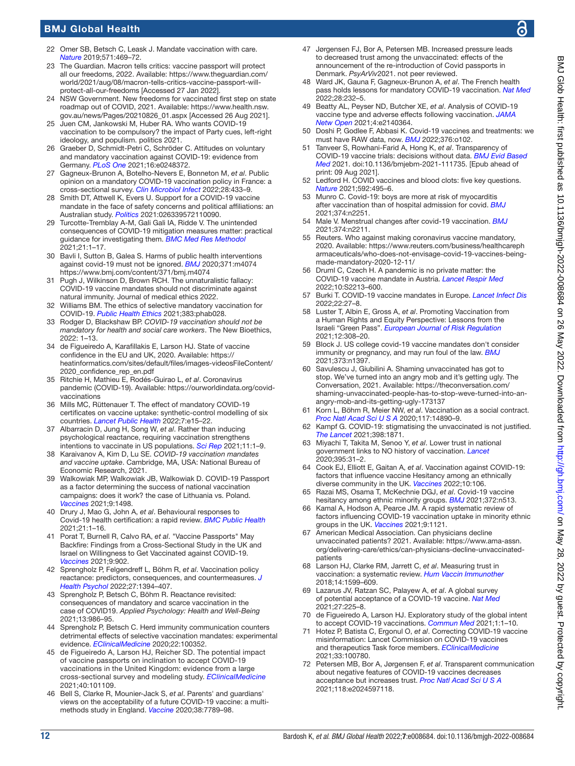22 Omer SB, Betsch C, Leask J. Mandate vaccination with care. *Nature* 2019;571:469–72.
23 The Guardian. Macron tells critics: vaccine passport will protect all our freedoms, 2022. Available: https://www.theguardian.com/world/2021/aug/08/macron-tells-critics-vaccine-passport-will-protect-all-our-freedoms [Accessed 27 Jan 2022].
24 NSW Government. New freedoms for vaccinated first step on state roadmap out of COVID, 2021. Available: https://www.health.nsw.gov.au/news/Pages/20210826_01.aspx [Accessed 26 Aug 2021].
25 Juen CM, Jankowski M, Huber RA. Who wants COVID-19 vaccination to be compulsory? the impact of Party cues, left-right ideology, and populism. politics 2021.
26 Graeber D, Schmidt-Petri C, Schröder C. Attitudes on voluntary and mandatory vaccination against COVID-19: evidence from Germany. *PLoS One* 2021;16:e0248372.
27 Gagneux-Brunon A, Botelho-Nevers E, Bonneton M, *et al*. Public opinion on a mandatory COVID-19 vaccination policy in France: a cross-sectional survey. *Clin Microbiol Infect* 2022;28:433–9.
28 Smith DT, Attwell K, Evers U. Support for a COVID-19 vaccine mandate in the face of safety concerns and political affiliations: an Australian study. *Politics* 2021:026339572110090.
29 Turcotte-Tremblay A-M, Gali Gali IA, Ridde V. The unintended consequences of COVID-19 mitigation measures matter: practical guidance for investigating them. *BMC Med Res Methodol* 2021;21:1–17.
30 Bavli I, Sutton B, Galea S. Harms of public health interventions against covid-19 must not be ignored. *BMJ* 2020;371:m4074 https://www.bmj.com/content/371/bmj.m4074
31 Pugh J, Wilkinson D, Brown RCH. The unnaturalistic fallacy: COVID-19 vaccine mandates should not discriminate against natural immunity. Journal of medical ethics 2022.
32 Williams BM. The ethics of selective mandatory vaccination for COVID-19. *Public Health Ethics* 2021;383:phab028.
33 Rodger D, Blackshaw BP. *COVID-19 vaccination should not be mandatory for health and social care workers*. The New Bioethics, 2022: 1–13.
34 de Figueiredo A, Karafillakis E, Larson HJ. State of vaccine confidence in the EU and UK, 2020. Available: https://heatinformatics.com/sites/default/files/images-videosFileContent/2020_confidence_rep_en.pdf
35 Ritchie H, Mathieu E, Rodés-Guirao L, *et al*. Coronavirus pandemic (COVID-19). Available: https://ourworldindata.org/covid-vaccinations
36 Mills MC, Rüttenauer T. The effect of mandatory COVID-19 certificates on vaccine uptake: synthetic-control modelling of six countries. *Lancet Public Health* 2022;7:e15–22.
37 Albarracin D, Jung H, Song W, *et al*. Rather than inducing psychological reactance, requiring vaccination strengthens intentions to vaccinate in US populations. *Sci Rep* 2021;11:1–9.
38 Karaivanov A, Kim D, Lu SE. *COVID-19 vaccination mandates and vaccine uptake*. Cambridge, MA, USA: National Bureau of Economic Research, 2021.
39 Walkowiak MP, Walkowiak JB, Walkowiak D. COVID-19 Passport as a factor determining the success of national vaccination campaigns: does it work? the case of Lithuania vs. Poland. *Vaccines* 2021;9:1498.
40 Drury J, Mao G, John A, *et al*. Behavioural responses to Covid-19 health certification: a rapid review. *BMC Public Health* 2021;21:1–16.
41 Porat T, Burnell R, Calvo RA, *et al*. "Vaccine Passports" May Backfire: Findings from a Cross-Sectional Study in the UK and Israel on Willingness to Get Vaccinated against COVID-19. *Vaccines* 2021;9:902.
42 Sprengholz P, Felgendreff L, Böhm R, *et al*. Vaccination policy reactance: predictors, consequences, and countermeasures. *J Health Psychol* 2022;27:1394–407.
43 Sprengholz P, Betsch C, Böhm R. Reactance revisited: consequences of mandatory and scarce vaccination in the case of COVID19. *Applied Psychology: Health and Well-Being* 2021;13:986–95.
44 Sprengholz P, Betsch C. Herd immunity communication counters detrimental effects of selective vaccination mandates: experimental evidence. *EClinicalMedicine* 2020;22:100352.
45 de Figueiredo A, Larson HJ, Reicher SD. The potential impact of vaccine passports on inclination to accept COVID-19 vaccinations in the United Kingdom: evidence from a large cross-sectional survey and modeling study. *EClinicalMedicine* 2021;40:101109.
46 Bell S, Clarke R, Mounier-Jack S, *et al*. Parents' and guardians' views on the acceptability of a future COVID-19 vaccine: a multi-methods study in England. *Vaccine* 2020;38:7789–98.
47 Jørgensen FJ, Bor A, Petersen MB. Increased pressure leads to decreased trust among the unvaccinated: effects of the announcement of the re-introduction of Covid passports in Denmark. *PsyArXiv*2021. not peer reviewed.
48 Ward JK, Gauna F, Gagneux-Brunon A, *et al*. The French health pass holds lessons for mandatory COVID-19 vaccination. *Nat Med* 2022;28:232–5.
49 Beatty AL, Peyser ND, Butcher XE, *et al*. Analysis of COVID-19 vaccine type and adverse effects following vaccination. *JAMA Netw Open* 2021;4:e2140364.
50 Doshi P, Godlee F, Abbasi K. Covid-19 vaccines and treatments: we must have RAW data, now. *BMJ* 2022;376:o102.
51 Tanveer S, Rowhani-Farid A, Hong K, *et al*. Transparency of COVID-19 vaccine trials: decisions without data. *BMJ Evid Based Med* 2021. doi:10.1136/bmjebm-2021-111735. [Epub ahead of print: 09 Aug 2021].
52 Ledford H. COVID vaccines and blood clots: five key questions. *Nature* 2021;592:495–6.
53 Munro C. Covid-19: boys are more at risk of myocarditis after vaccination than of hospital admission for covid. *BMJ* 2021;374:n2251.
54 Male V. Menstrual changes after covid-19 vaccination. *BMJ* 2021;374:n2211.
55 Reuters. Who against making coronavirus vaccine mandatory, 2020. Available: https://www.reuters.com/business/healthcarepharmaceuticals/who-does-not-envisage-covid-19-vaccines-being-made-mandatory-2020-12-11/
56 Druml C, Czech H. A pandemic is no private matter: the COVID-19 vaccine mandate in Austria. *Lancet Respir Med* 2022;10:S2213–600.
57 Burki T. COVID-19 vaccine mandates in Europe. *Lancet Infect Dis* 2022;22:27–8.
58 Luster T, Albin E, Gross A, *et al*. Promoting Vaccination from a Human Rights and Equity Perspective: Lessons from the Israeli "Green Pass". *European Journal of Risk Regulation* 2021;12:308–20.
59 Block J. US college covid-19 vaccine mandates don't consider immunity or pregnancy, and may run foul of the law. *BMJ* 2021;373:n1397.
60 Savulescu J, Giubilini A. Shaming unvaccinated has got to stop. We've turned into an angry mob and it's getting ugly. The Conversation, 2021. Available: https://theconversation.com/shaming-unvaccinated-people-has-to-stop-weve-turned-into-an-angry-mob-and-its-getting-ugly-173137
61 Korn L, Böhm R, Meier NW, *et al*. Vaccination as a social contract. *Proc Natl Acad Sci U S A* 2020;117:14890–9.
62 Kampf G. COVID-19: stigmatising the unvaccinated is not justified. *The Lancet* 2021;398:1871.
63 Miyachi T, Takita M, Senoo Y, *et al*. Lower trust in national government links to NO history of vaccination. *Lancet* 2020;395:31–2.
64 Cook EJ, Elliott E, Gaitan A, *et al*. Vaccination against COVID-19: factors that influence vaccine Hesitancy among an ethnically diverse community in the UK. *Vaccines* 2022;10:106.
65 Razai MS, Osama T, McKechnie DGJ, *et al*. Covid-19 vaccine hesitancy among ethnic minority groups. *BMJ* 2021;372:n513.
66 Kamal A, Hodson A, Pearce JM. A rapid systematic review of factors influencing COVID-19 vaccination uptake in minority ethnic groups in the UK. *Vaccines* 2021;9:1121.
67 American Medical Association. Can physicians decline unvaccinated patients? 2021. Available: https://www.ama-assn.org/delivering-care/ethics/can-physicians-decline-unvaccinated-patients
68 Larson HJ, Clarke RM, Jarrett C, *et al*. Measuring trust in vaccination: a systematic review. *Hum Vaccin Immunother* 2018;14:1599–609.
69 Lazarus JV, Ratzan SC, Palayew A, *et al*. A global survey of potential acceptance of a COVID-19 vaccine. *Nat Med* 2021;27:225–8.
70 de Figueiredo A, Larson HJ. Exploratory study of the global intent to accept COVID-19 vaccinations. *Commun Med* 2021;1:1–10.
71 Hotez P, Batista C, Ergonul O, *et al*. Correcting COVID-19 vaccine misinformation: Lancet Commission on COVID-19 vaccines and therapeutics Task force members. *EClinicalMedicine* 2021;33:100780.
72 Petersen MB, Bor A, Jørgensen F, *et al*. Transparent communication about negative features of COVID-19 vaccines decreases acceptance but increases trust. *Proc Natl Acad Sci U S A* 2021;118:e2024597118.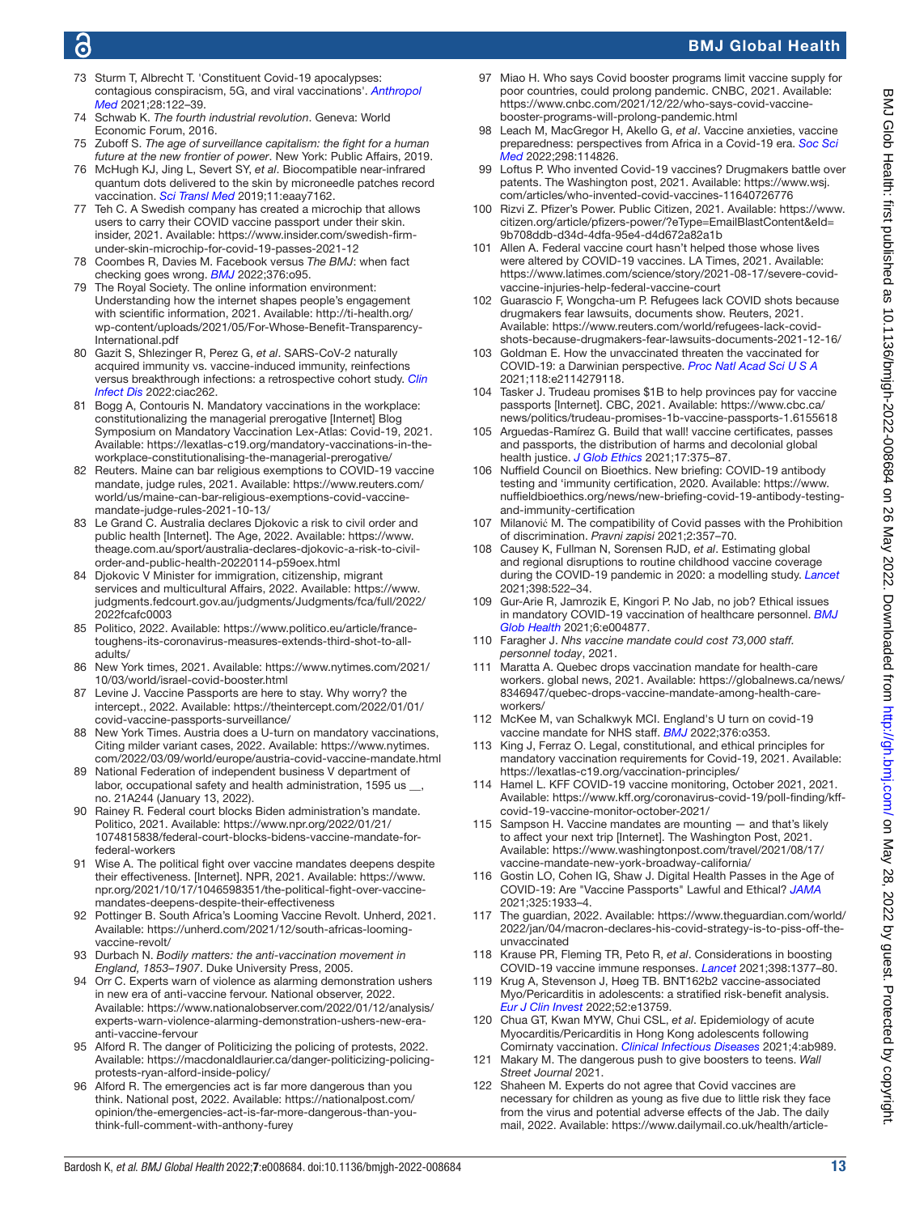73 Sturm T, Albrecht T. 'Constituent Covid-19 apocalypses: contagious conspiracism, 5G, and viral vaccinations'. *Anthropol Med* 2021;28:122–39.
74 Schwab K. *The fourth industrial revolution*. Geneva: World Economic Forum, 2016.
75 Zuboff S. *The age of surveillance capitalism: the fight for a human future at the new frontier of power*. New York: Public Affairs, 2019.
76 McHugh KJ, Jing L, Severt SY, *et al*. Biocompatible near-infrared quantum dots delivered to the skin by microneedle patches record vaccination. *Sci Transl Med* 2019;11:eaay7162.
77 Teh C. A Swedish company has created a microchip that allows users to carry their COVID vaccine passport under their skin. insider, 2021. Available: https://www.insider.com/swedish-firm-under-skin-microchip-for-covid-19-passes-2021-12
78 Coombes R, Davies M. Facebook versus *The BMJ*: when fact checking goes wrong. *BMJ* 2022;376:o95.
79 The Royal Society. The online information environment: Understanding how the internet shapes people's engagement with scientific information, 2021. Available: http://ti-health.org/wp-content/uploads/2021/05/For-Whose-Benefit-Transparency-International.pdf
80 Gazit S, Shlezinger R, Perez G, *et al*. SARS-CoV-2 naturally acquired immunity vs. vaccine-induced immunity, reinfections versus breakthrough infections: a retrospective cohort study. *Clin Infect Dis* 2022:ciac262.
81 Bogg A, Contouris N. Mandatory vaccinations in the workplace: constitutionalizing the managerial prerogative [Internet] Blog Symposium on Mandatory Vaccination Lex-Atlas: Covid-19, 2021. Available: https://lexatlas-c19.org/mandatory-vaccinations-in-the-workplace-constitutionalising-the-managerial-prerogative/
82 Reuters. Maine can bar religious exemptions to COVID-19 vaccine mandate, judge rules, 2021. Available: https://www.reuters.com/world/us/maine-can-bar-religious-exemptions-covid-vaccine-mandate-judge-rules-2021-10-13/
83 Le Grand C. Australia declares Djokovic a risk to civil order and public health [Internet]. The Age, 2022. Available: https://www.theage.com.au/sport/australia-declares-djokovic-a-risk-to-civil-order-and-public-health-20220114-p59oex.html
84 Djokovic V Minister for immigration, citizenship, migrant services and multicultural Affairs, 2022. Available: https://www.judgments.fedcourt.gov.au/judgments/Judgments/fca/full/2022/2022fcafc0003
85 Politico, 2022. Available: https://www.politico.eu/article/france-toughens-its-coronavirus-measures-extends-third-shot-to-all-adults/
86 New York times, 2021. Available: https://www.nytimes.com/2021/10/03/world/israel-covid-booster.html
87 Levine J. Vaccine Passports are here to stay. Why worry? the intercept., 2022. Available: https://theintercept.com/2022/01/01/covid-vaccine-passports-surveillance/
88 New York Times. Austria does a U-turn on mandatory vaccinations, Citing milder variant cases, 2022. Available: https://www.nytimes.com/2022/03/09/world/europe/austria-covid-vaccine-mandate.html
89 National Federation of independent business V department of labor, occupational safety and health administration, 1595 us __, no. 21A244 (January 13, 2022).
90 Rainey R. Federal court blocks Biden administration's mandate. Politico, 2021. Available: https://www.npr.org/2022/01/21/1074815838/federal-court-blocks-bidens-vaccine-mandate-for-federal-workers
91 Wise A. The political fight over vaccine mandates deepens despite their effectiveness. [Internet]. NPR, 2021. Available: https://www.npr.org/2021/10/17/1046598351/the-political-fight-over-vaccine-mandates-deepens-despite-their-effectiveness
92 Pottinger B. South Africa's Looming Vaccine Revolt. Unherd, 2021. Available: https://unherd.com/2021/12/south-africas-looming-vaccine-revolt/
93 Durbach N. *Bodily matters: the anti-vaccination movement in England, 1853–1907*. Duke University Press, 2005.
94 Orr C. Experts warn of violence as alarming demonstration ushers in new era of anti-vaccine fervour. National observer, 2022. Available: https://www.nationalobserver.com/2022/01/12/analysis/experts-warn-violence-alarming-demonstration-ushers-new-era-anti-vaccine-fervour
95 Alford R. The danger of Politicizing the policing of protests, 2022. Available: https://macdonaldlaurier.ca/danger-politicizing-policing-protests-ryan-alford-inside-policy/
96 Alford R. The emergencies act is far more dangerous than you think. National post, 2022. Available: https://nationalpost.com/opinion/the-emergencies-act-is-far-more-dangerous-than-you-think-full-comment-with-anthony-furey
97 Miao H. Who says Covid booster programs limit vaccine supply for poor countries, could prolong pandemic. CNBC, 2021. Available: https://www.cnbc.com/2021/12/22/who-says-covid-vaccine-booster-programs-will-prolong-pandemic.html
98 Leach M, MacGregor H, Akello G, *et al*. Vaccine anxieties, vaccine preparedness: perspectives from Africa in a Covid-19 era. *Soc Sci Med* 2022;298:114826.
99 Loftus P. Who invented Covid-19 vaccines? Drugmakers battle over patents. The Washington post, 2021. Available: https://www.wsj.com/articles/who-invented-covid-vaccines-11640726776
100 Rizvi Z. Pfizer's Power. Public Citizen, 2021. Available: https://www.citizen.org/article/pfizers-power/?eType=EmailBlastContent&eId=9b708ddb-d34d-4dfa-95e4-d4d672a82a1b
101 Allen A. Federal vaccine court hasn't helped those whose lives were altered by COVID-19 vaccines. LA Times, 2021. Available: https://www.latimes.com/science/story/2021-08-17/severe-covid-vaccine-injuries-help-federal-vaccine-court
102 Guarascio F, Wongcha-um P. Refugees lack COVID shots because drugmakers fear lawsuits, documents show. Reuters, 2021. Available: https://www.reuters.com/world/refugees-lack-covid-shots-because-drugmakers-fear-lawsuits-documents-2021-12-16/
103 Goldman E. How the unvaccinated threaten the vaccinated for COVID-19: a Darwinian perspective. *Proc Natl Acad Sci U S A* 2021;118:e2114279118.
104 Tasker J. Trudeau promises $1B to help provinces pay for vaccine passports [Internet]. CBC, 2021. Available: https://www.cbc.ca/news/politics/trudeau-promises-1b-vaccine-passports-1.6155618
105 Arguedas-Ramírez G. Build that wall! vaccine certificates, passes and passports, the distribution of harms and decolonial global health justice. *J Glob Ethics* 2021;17:375–87.
106 Nuffield Council on Bioethics. New briefing: COVID-19 antibody testing and 'immunity certification, 2020. Available: https://www.nuffieldbioethics.org/news/new-briefing-covid-19-antibody-testing-and-immunity-certification
107 Milanović M. The compatibility of Covid passes with the Prohibition of discrimination. *Pravni zapisi* 2021;2:357–70.
108 Causey K, Fullman N, Sorensen RJD, *et al*. Estimating global and regional disruptions to routine childhood vaccine coverage during the COVID-19 pandemic in 2020: a modelling study. *Lancet* 2021;398:522–34.
109 Gur-Arie R, Jamrozik E, Kingori P. No Jab, no job? Ethical issues in mandatory COVID-19 vaccination of healthcare personnel. *BMJ Glob Health* 2021;6:e004877.
110 Faragher J. *Nhs vaccine mandate could cost 73,000 staff. personnel today*, 2021.
111 Maratta A. Quebec drops vaccination mandate for health-care workers. global news, 2021. Available: https://globalnews.ca/news/8346947/quebec-drops-vaccine-mandate-among-health-care-workers/
112 McKee M, van Schalkwyk MCI. England's U turn on covid-19 vaccine mandate for NHS staff. *BMJ* 2022;376:o353.
113 King J, Ferraz O. Legal, constitutional, and ethical principles for mandatory vaccination requirements for Covid-19, 2021. Available: https://lexatlas-c19.org/vaccination-principles/
114 Hamel L. KFF COVID-19 vaccine monitoring, October 2021, 2021. Available: https://www.kff.org/coronavirus-covid-19/poll-finding/kff-covid-19-vaccine-monitor-october-2021/
115 Sampson H. Vaccine mandates are mounting — and that's likely to affect your next trip [Internet]. The Washington Post, 2021. Available: https://www.washingtonpost.com/travel/2021/08/17/vaccine-mandate-new-york-broadway-california/
116 Gostin LO, Cohen IG, Shaw J. Digital Health Passes in the Age of COVID-19: Are "Vaccine Passports" Lawful and Ethical? *JAMA* 2021;325:1933–4.
117 The guardian, 2022. Available: https://www.theguardian.com/world/2022/jan/04/macron-declares-his-covid-strategy-is-to-piss-off-the-unvaccinated
118 Krause PR, Fleming TR, Peto R, *et al*. Considerations in boosting COVID-19 vaccine immune responses. *Lancet* 2021;398:1377–80.
119 Krug A, Stevenson J, Høeg TB. BNT162b2 vaccine-associated Myo/Pericarditis in adolescents: a stratified risk-benefit analysis. *Eur J Clin Invest* 2022;52:e13759.
120 Chua GT, Kwan MYW, Chui CSL, *et al*. Epidemiology of acute Myocarditis/Pericarditis in Hong Kong adolescents following Comirnaty vaccination. *Clinical Infectious Diseases* 2021;4:ab989.
121 Makary M. The dangerous push to give boosters to teens. *Wall Street Journal* 2021.
122 Shaheen M. Experts do not agree that Covid vaccines are necessary for children as young as five due to little risk they face from the virus and potential adverse effects of the Jab. The daily mail, 2022. Available: https://www.dailymail.co.uk/health/article-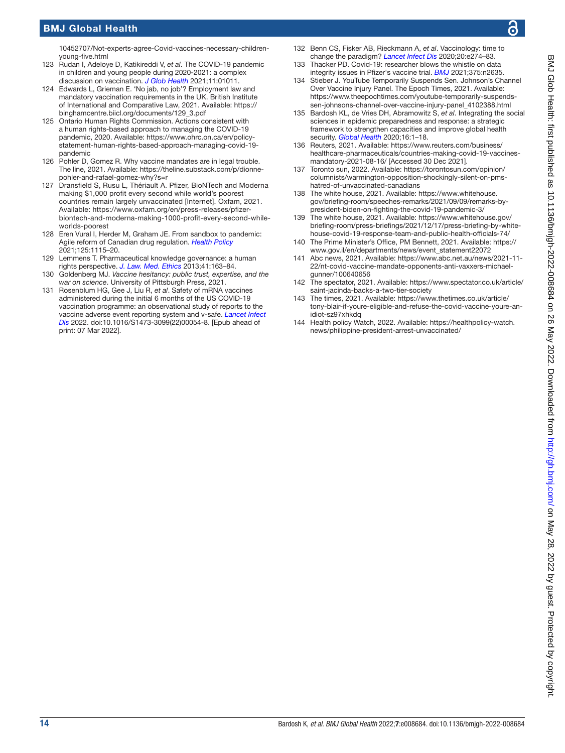10452707/Not-experts-agree-Covid-vaccines-necessary-children-young-five.html

123 Rudan I, Adeloye D, Katikireddi V, *et al*. The COVID-19 pandemic in children and young people during 2020-2021: a complex discussion on vaccination. *J Glob Health* 2021;11:01011.

124 Edwards L, Grieman E. 'No jab, no job'? Employment law and mandatory vaccination requirements in the UK. British Institute of International and Comparative Law, 2021. Available: https://binghamcentre.biicl.org/documents/129_3.pdf

125 Ontario Human Rights Commission. Actions consistent with a human rights-based approach to managing the COVID-19 pandemic, 2020. Available: https://www.ohrc.on.ca/en/policy-statement-human-rights-based-approach-managing-covid-19-pandemic

126 Pohler D, Gomez R. Why vaccine mandates are in legal trouble. The line, 2021. Available: https://theline.substack.com/p/dionne-pohler-and-rafael-gomez-why?s=r

127 Dransfield S, Rusu L, Thériault A. Pfizer, BioNTech and Moderna making $1,000 profit every second while world's poorest countries remain largely unvaccinated [Internet]. Oxfam, 2021. Available: https://www.oxfam.org/en/press-releases/pfizer-biontech-and-moderna-making-1000-profit-every-second-while-worlds-poorest

128 Eren Vural I, Herder M, Graham JE. From sandbox to pandemic: Agile reform of Canadian drug regulation. *Health Policy* 2021;125:1115–20.

129 Lemmens T. Pharmaceutical knowledge governance: a human rights perspective. *J. Law. Med. Ethics* 2013;41:163–84.

130 Goldenberg MJ. *Vaccine hesitancy: public trust, expertise, and the war on science*. University of Pittsburgh Press, 2021.

131 Rosenblum HG, Gee J, Liu R, *et al*. Safety of mRNA vaccines administered during the initial 6 months of the US COVID-19 vaccination programme: an observational study of reports to the vaccine adverse event reporting system and v-safe. *Lancet Infect Dis* 2022. doi:10.1016/S1473-3099(22)00054-8. [Epub ahead of print: 07 Mar 2022].

132 Benn CS, Fisker AB, Rieckmann A, *et al*. Vaccinology: time to change the paradigm? *Lancet Infect Dis* 2020;20:e274–83.

133 Thacker PD. Covid-19: researcher blows the whistle on data integrity issues in Pfizer's vaccine trial. *BMJ* 2021;375:n2635.

134 Stieber J. YouTube Temporarily Suspends Sen. Johnson's Channel Over Vaccine Injury Panel. The Epoch Times, 2021. Available: https://www.theepochtimes.com/youtube-temporarily-suspends-sen-johnsons-channel-over-vaccine-injury-panel_4102388.html

135 Bardosh KL, de Vries DH, Abramowitz S, *et al*. Integrating the social sciences in epidemic preparedness and response: a strategic framework to strengthen capacities and improve global health security. *Global Health* 2020;16:1–18.

136 Reuters, 2021. Available: https://www.reuters.com/business/healthcare-pharmaceuticals/countries-making-covid-19-vaccines-mandatory-2021-08-16/ [Accessed 30 Dec 2021].

137 Toronto sun, 2022. Available: https://torontosun.com/opinion/columnists/warmington-opposition-shockingly-silent-on-pms-hatred-of-unvaccinated-canadians

138 The white house, 2021. Available: https://www.whitehouse.gov/briefing-room/speeches-remarks/2021/09/09/remarks-by-president-biden-on-fighting-the-covid-19-pandemic-3/

139 The white house, 2021. Available: https://www.whitehouse.gov/briefing-room/press-briefings/2021/12/17/press-briefing-by-white-house-covid-19-response-team-and-public-health-officials-74/

140 The Prime Minister's Office, PM Bennett, 2021. Available: https://www.gov.il/en/departments/news/event_statement22072

141 Abc news, 2021. Available: https://www.abc.net.au/news/2021-11-22/nt-covid-vaccine-mandate-opponents-anti-vaxxers-michael-gunner/100640656

142 The spectator, 2021. Available: https://www.spectator.co.uk/article/saint-jacinda-backs-a-two-tier-society

143 The times, 2021. Available: https://www.thetimes.co.uk/article/tony-blair-if-youre-eligible-and-refuse-the-covid-vaccine-youre-an-idiot-sz97xhkdq

144 Health policy Watch, 2022. Available: https://healthpolicy-watch.news/philippine-president-arrest-unvaccinated/